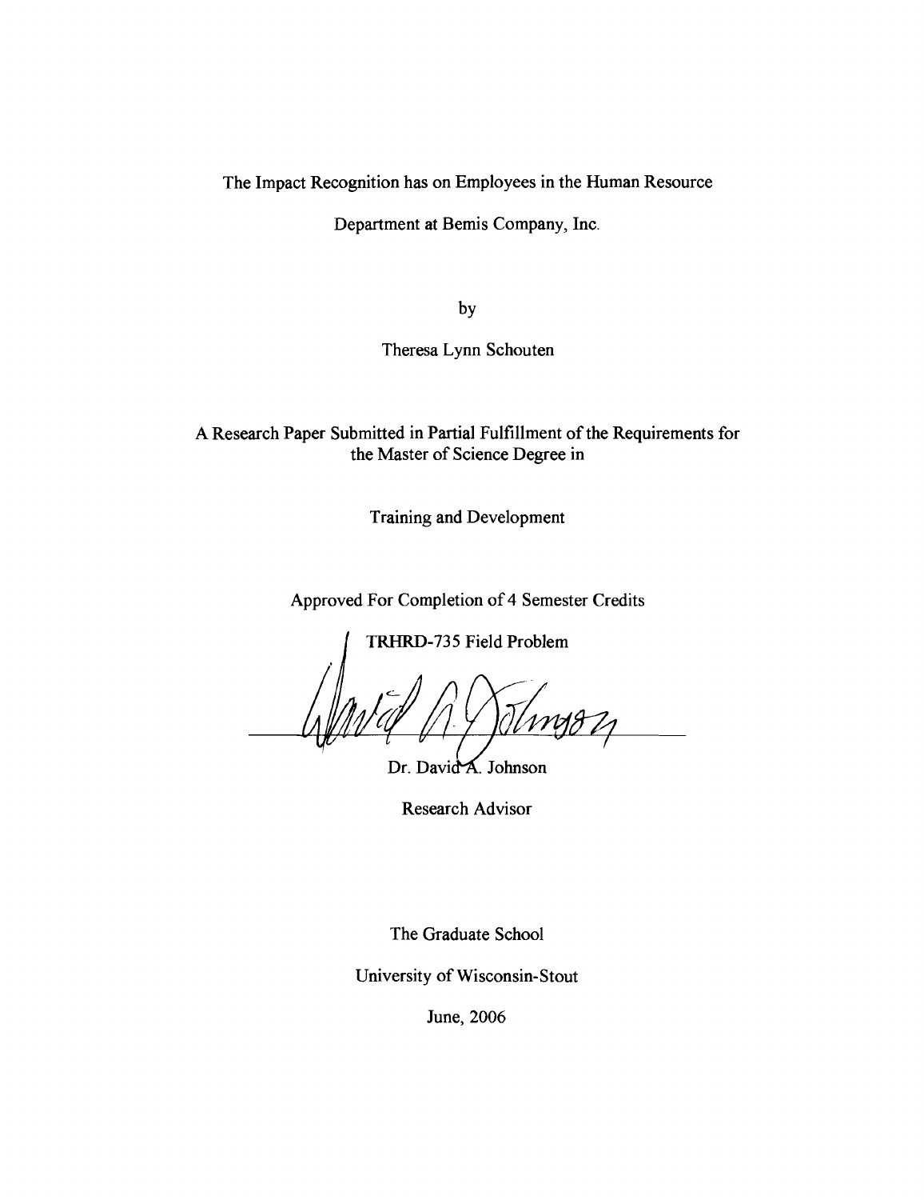# The Impact Recognition has on Employees in the Human Resource Department at Bemis Company, Inc.

by

Theresa Lynn Schouten

A Research Paper Submitted in Partial Fulfillment of the Requirements for the Master of Science Degree in

Training and Development

Approved For Completion of 4 Semester Credits

TRHRD-735 Field Problem

Dr. David A. Johnson

Research Advisor

The Graduate School

University of Wisconsin-Stout

June, 2006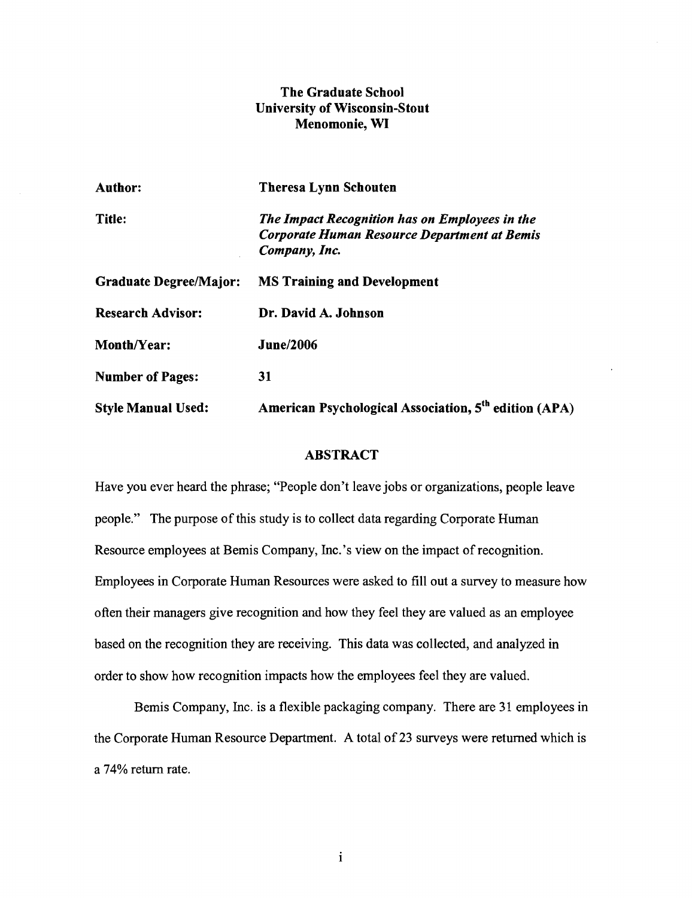**The Graduate School**
**University of Wisconsin-Stout**
**Menomonie, WI**

| | |
|---|---|
| **Author:** | **Theresa Lynn Schouten** |
| **Title:** | ***The Impact Recognition has on Employees in the Corporate Human Resource Department at Bemis Company, Inc.*** |
| **Graduate Degree/Major:** | **MS Training and Development** |
| **Research Advisor:** | **Dr. David A. Johnson** |
| **Month/Year:** | **June/2006** |
| **Number of Pages:** | **31** |
| **Style Manual Used:** | **American Psychological Association, 5th edition (APA)** |

## ABSTRACT

Have you ever heard the phrase; "People don't leave jobs or organizations, people leave people." The purpose of this study is to collect data regarding Corporate Human Resource employees at Bemis Company, Inc.'s view on the impact of recognition. Employees in Corporate Human Resources were asked to fill out a survey to measure how often their managers give recognition and how they feel they are valued as an employee based on the recognition they are receiving. This data was collected, and analyzed in order to show how recognition impacts how the employees feel they are valued.

Bemis Company, Inc. is a flexible packaging company. There are 31 employees in the Corporate Human Resource Department. A total of 23 surveys were returned which is a 74% return rate.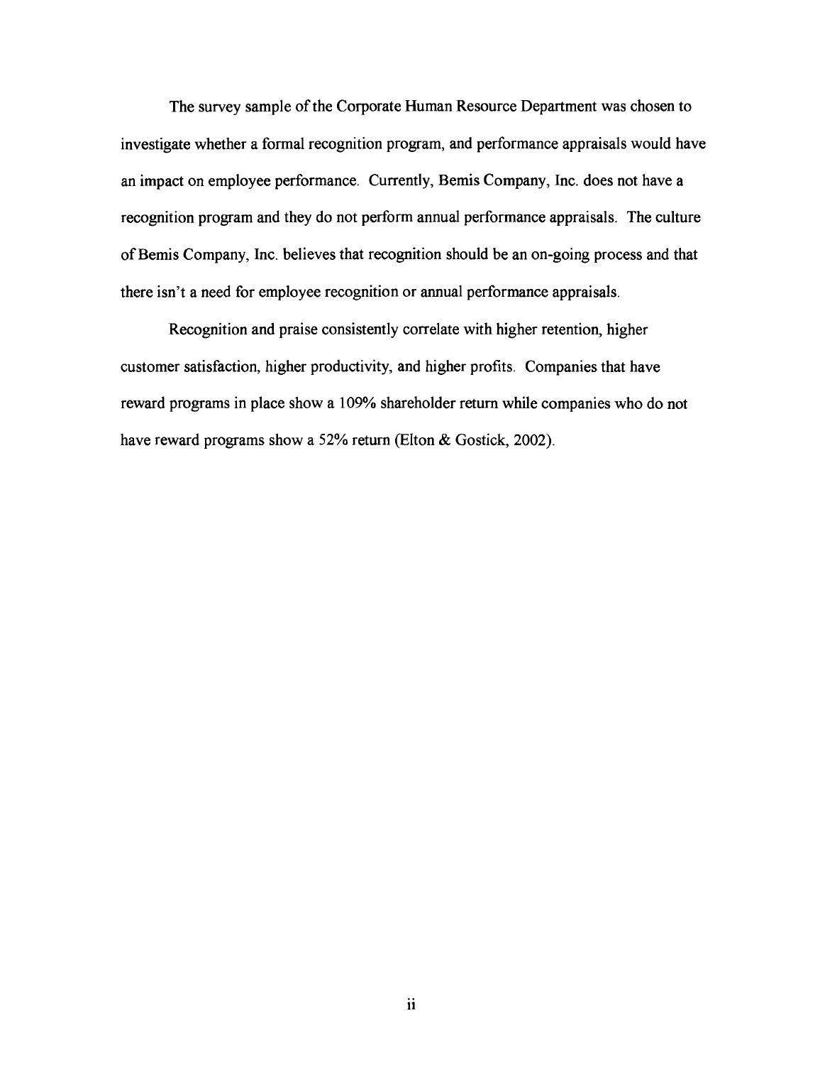The survey sample of the Corporate Human Resource Department was chosen to investigate whether a formal recognition program, and performance appraisals would have an impact on employee performance. Currently, Bemis Company, Inc. does not have a recognition program and they do not perform annual performance appraisals. The culture of Bemis Company, Inc. believes that recognition should be an on-going process and that there isn't a need for employee recognition or annual performance appraisals.

Recognition and praise consistently correlate with higher retention, higher customer satisfaction, higher productivity, and higher profits. Companies that have reward programs in place show a 109% shareholder return while companies who do not have reward programs show a 52% return (Elton & Gostick, 2002).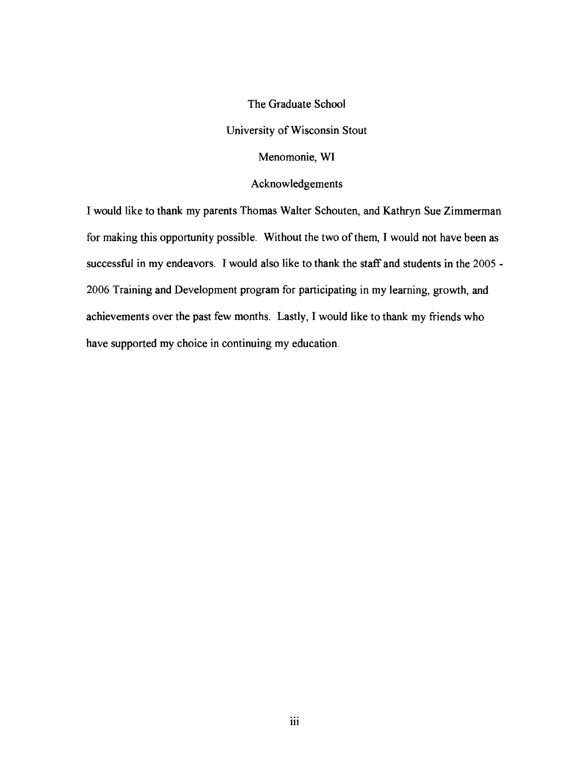The Graduate School

University of Wisconsin Stout

Menomonie, WI

## Acknowledgements

I would like to thank my parents Thomas Walter Schouten, and Kathryn Sue Zimmerman for making this opportunity possible. Without the two of them, I would not have been as successful in my endeavors. I would also like to thank the staff and students in the 2005 - 2006 Training and Development program for participating in my learning, growth, and achievements over the past few months. Lastly, I would like to thank my friends who have supported my choice in continuing my education.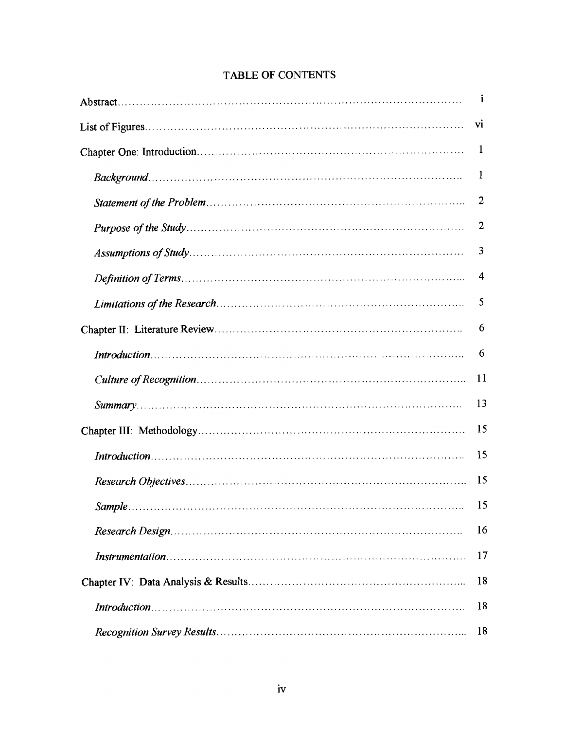# TABLE OF CONTENTS

| | |
|---|---|
| Abstract | i |
| List of Figures | vi |
| Chapter One: Introduction | 1 |
| *Background* | 1 |
| *Statement of the Problem* | 2 |
| *Purpose of the Study* | 2 |
| *Assumptions of Study* | 3 |
| *Definition of Terms* | 4 |
| *Limitations of the Research* | 5 |
| Chapter II: Literature Review | 6 |
| *Introduction* | 6 |
| *Culture of Recognition* | 11 |
| *Summary* | 13 |
| Chapter III: Methodology | 15 |
| *Introduction* | 15 |
| *Research Objectives* | 15 |
| *Sample* | 15 |
| *Research Design* | 16 |
| *Instrumentation* | 17 |
| Chapter IV: Data Analysis & Results | 18 |
| *Introduction* | 18 |
| *Recognition Survey Results* | 18 |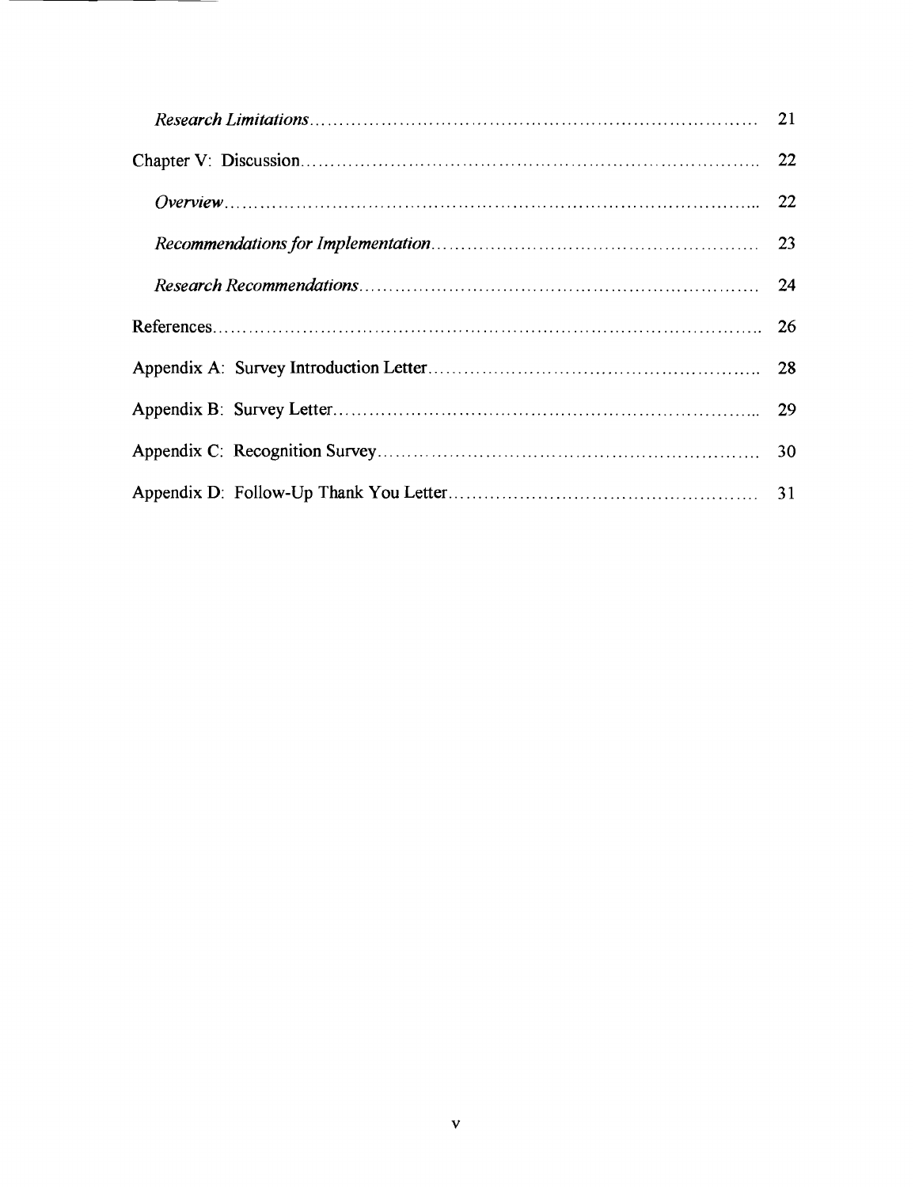*Research Limitations* ........................................................................ 21

Chapter V: Discussion........................................................................ 22

*Overview*........................................................................................ 22

*Recommendations for Implementation*................................................ 23

*Research Recommendations*.............................................................. 24

References.......................................................................................... 26

Appendix A: Survey Introduction Letter................................................ 28

Appendix B: Survey Letter.................................................................... 29

Appendix C: Recognition Survey.......................................................... 30

Appendix D: Follow-Up Thank You Letter............................................. 31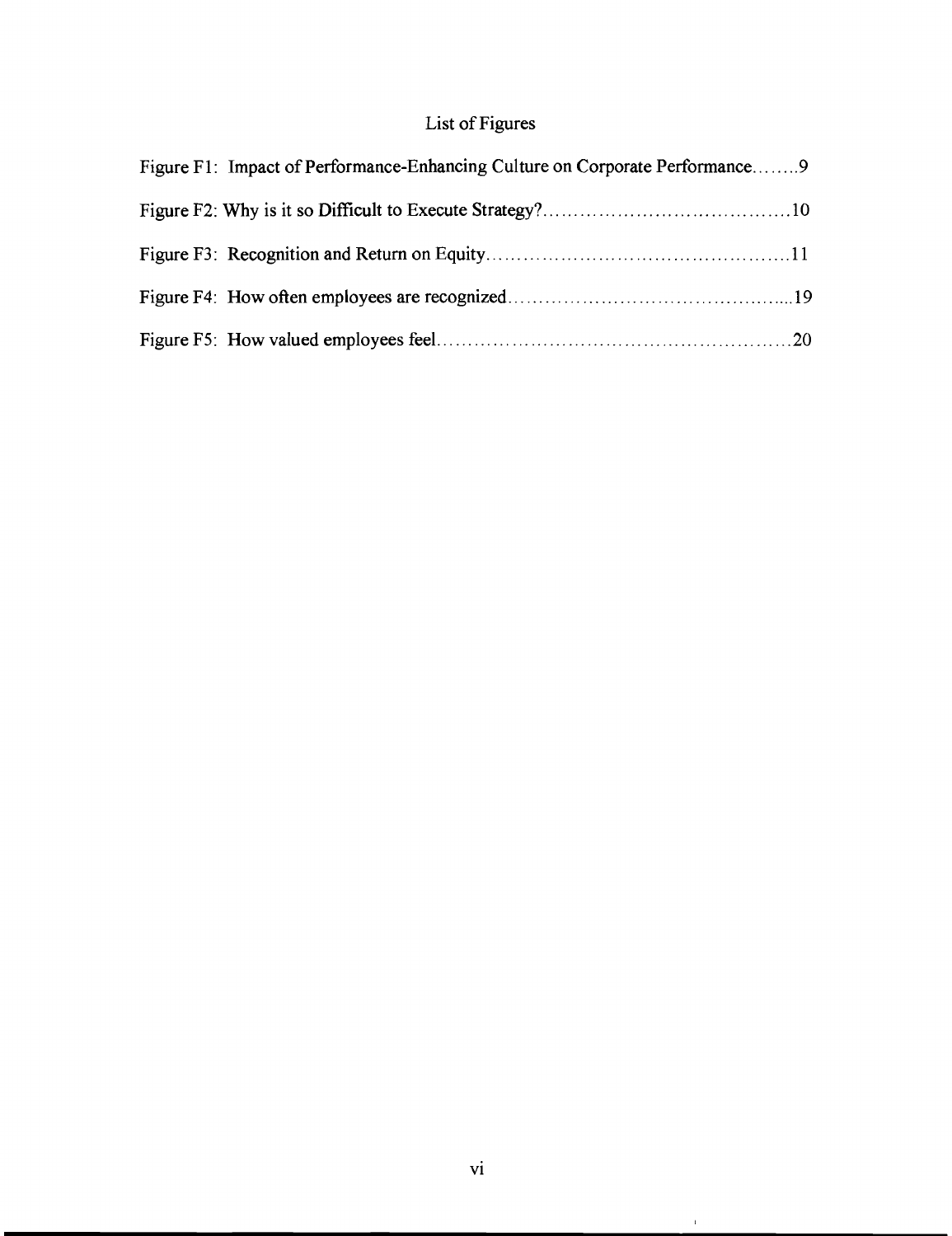# List of Figures

Figure F1: Impact of Performance-Enhancing Culture on Corporate Performance........9

Figure F2: Why is it so Difficult to Execute Strategy?........................................10

Figure F3: Recognition and Return on Equity................................................11

Figure F4: How often employees are recognized..............................................19

Figure F5: How valued employees feel........................................................20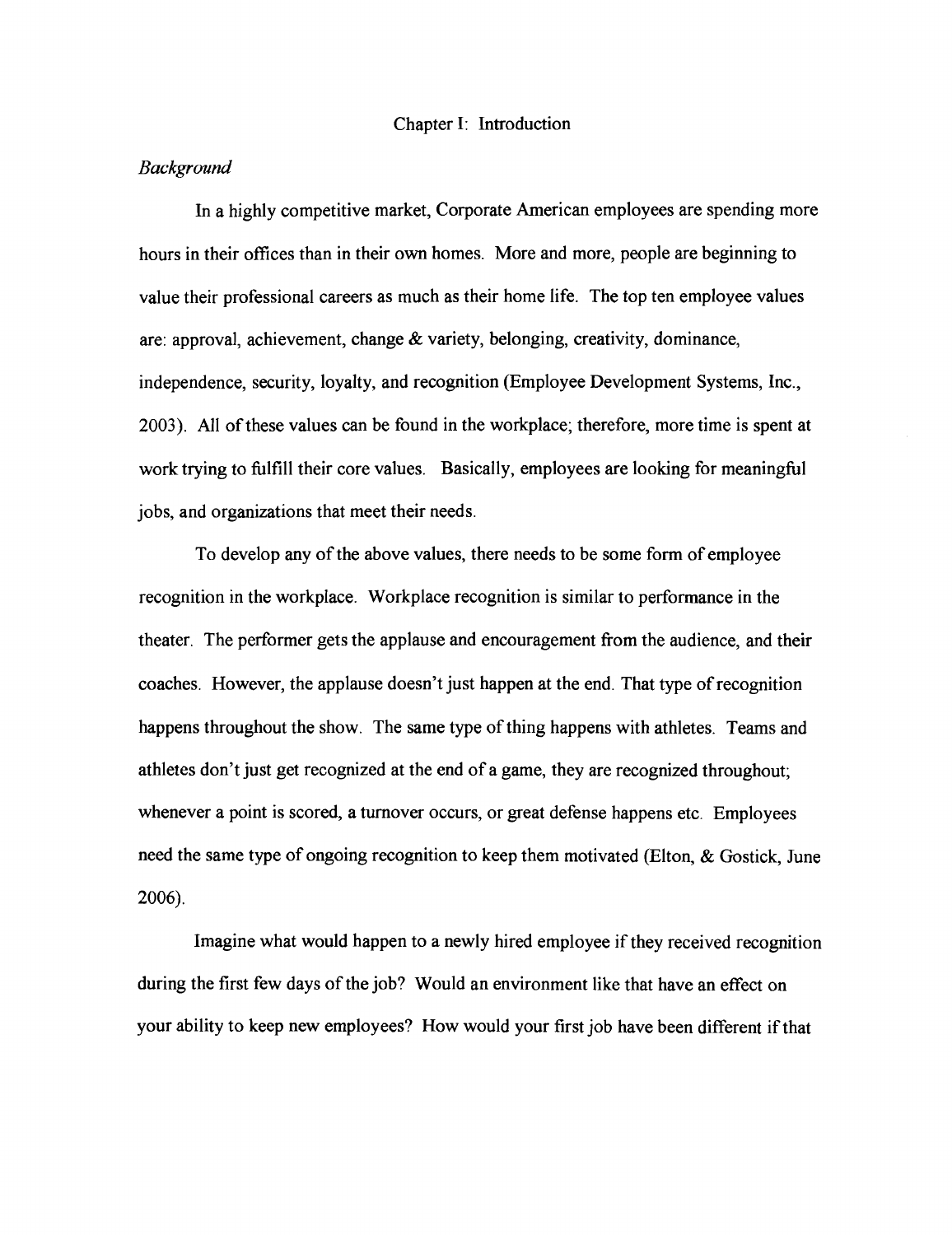# Chapter I: Introduction

### *Background*

In a highly competitive market, Corporate American employees are spending more hours in their offices than in their own homes. More and more, people are beginning to value their professional careers as much as their home life. The top ten employee values are: approval, achievement, change & variety, belonging, creativity, dominance, independence, security, loyalty, and recognition (Employee Development Systems, Inc., 2003). All of these values can be found in the workplace; therefore, more time is spent at work trying to fulfill their core values. Basically, employees are looking for meaningful jobs, and organizations that meet their needs.

To develop any of the above values, there needs to be some form of employee recognition in the workplace. Workplace recognition is similar to performance in the theater. The performer gets the applause and encouragement from the audience, and their coaches. However, the applause doesn't just happen at the end. That type of recognition happens throughout the show. The same type of thing happens with athletes. Teams and athletes don't just get recognized at the end of a game, they are recognized throughout; whenever a point is scored, a turnover occurs, or great defense happens etc. Employees need the same type of ongoing recognition to keep them motivated (Elton, & Gostick, June 2006).

Imagine what would happen to a newly hired employee if they received recognition during the first few days of the job? Would an environment like that have an effect on your ability to keep new employees? How would your first job have been different if that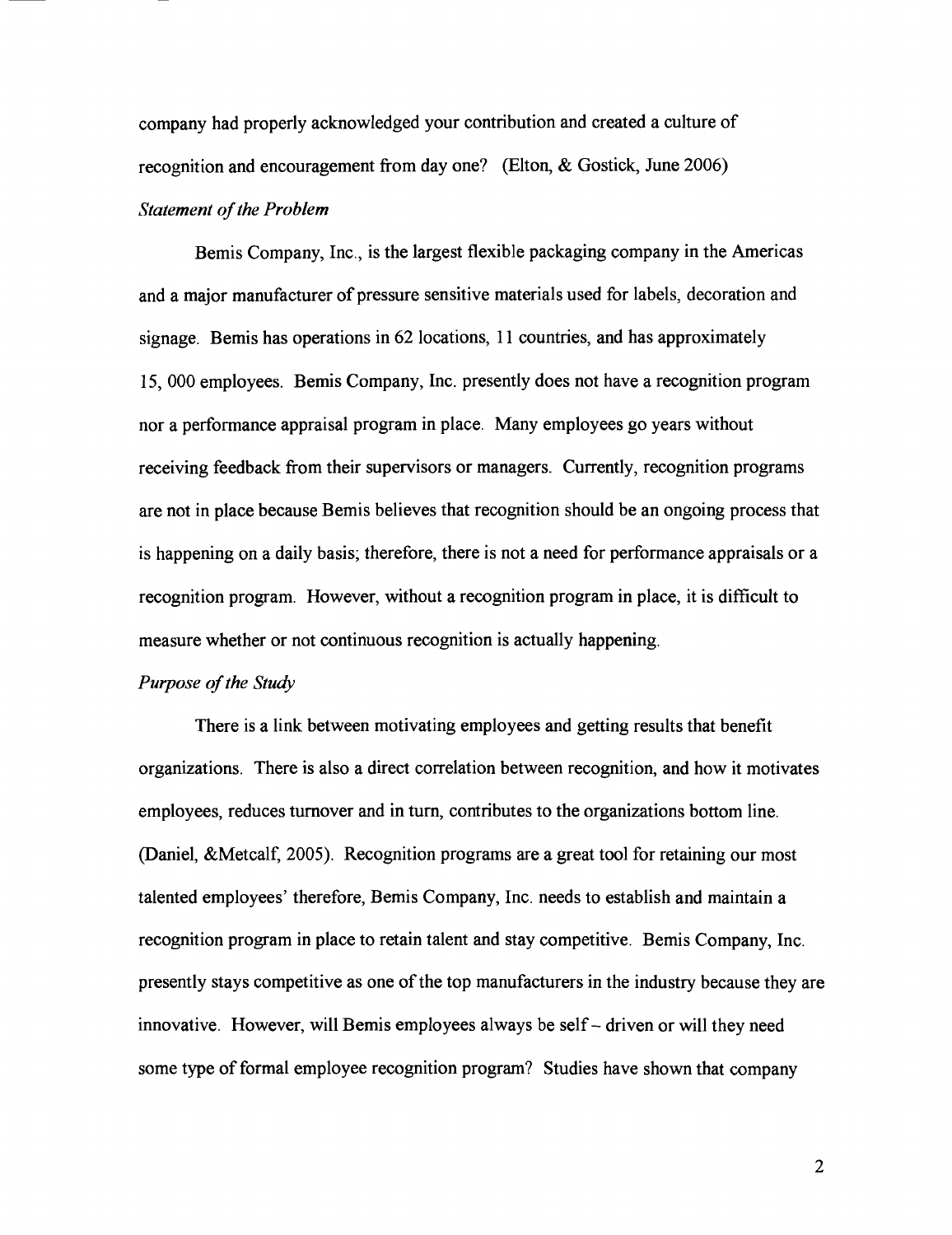company had properly acknowledged your contribution and created a culture of recognition and encouragement from day one? (Elton, & Gostick, June 2006)

*Statement of the Problem*

Bemis Company, Inc., is the largest flexible packaging company in the Americas and a major manufacturer of pressure sensitive materials used for labels, decoration and signage. Bemis has operations in 62 locations, 11 countries, and has approximately 15, 000 employees. Bemis Company, Inc. presently does not have a recognition program nor a performance appraisal program in place. Many employees go years without receiving feedback from their supervisors or managers. Currently, recognition programs are not in place because Bemis believes that recognition should be an ongoing process that is happening on a daily basis; therefore, there is not a need for performance appraisals or a recognition program. However, without a recognition program in place, it is difficult to measure whether or not continuous recognition is actually happening.

*Purpose of the Study*

There is a link between motivating employees and getting results that benefit organizations. There is also a direct correlation between recognition, and how it motivates employees, reduces turnover and in turn, contributes to the organizations bottom line. (Daniel, &Metcalf, 2005). Recognition programs are a great tool for retaining our most talented employees' therefore, Bemis Company, Inc. needs to establish and maintain a recognition program in place to retain talent and stay competitive. Bemis Company, Inc. presently stays competitive as one of the top manufacturers in the industry because they are innovative. However, will Bemis employees always be self – driven or will they need some type of formal employee recognition program? Studies have shown that company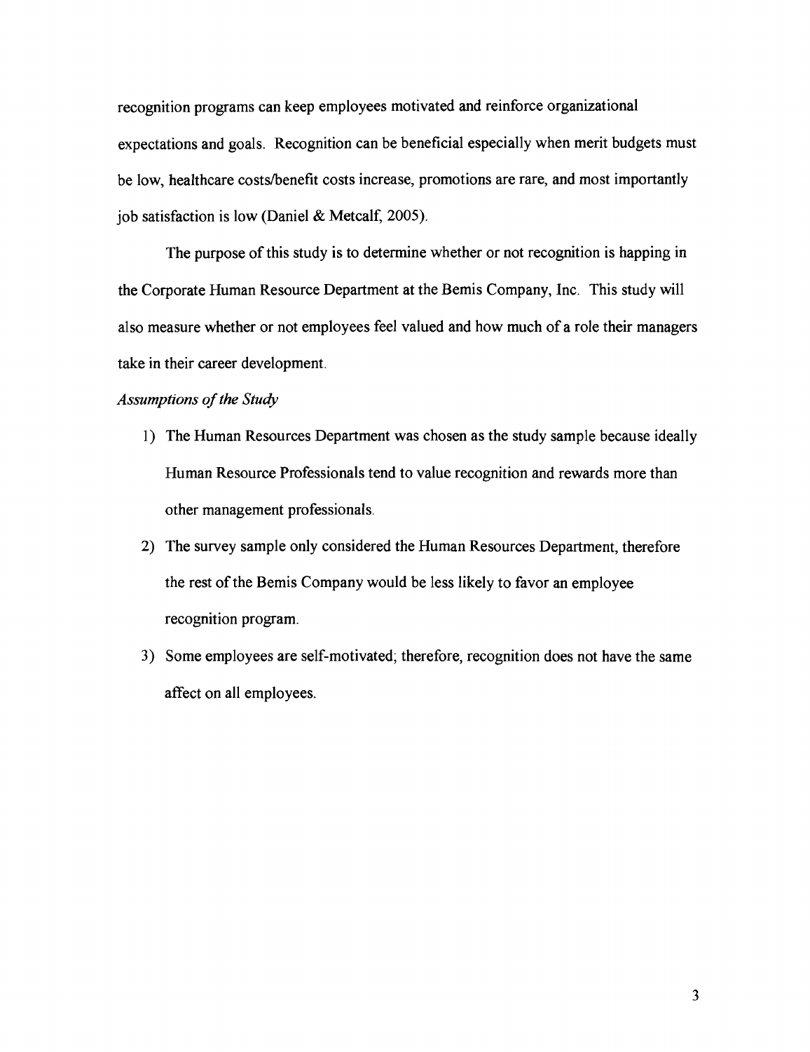recognition programs can keep employees motivated and reinforce organizational expectations and goals. Recognition can be beneficial especially when merit budgets must be low, healthcare costs/benefit costs increase, promotions are rare, and most importantly job satisfaction is low (Daniel & Metcalf, 2005).

The purpose of this study is to determine whether or not recognition is happing in the Corporate Human Resource Department at the Bemis Company, Inc. This study will also measure whether or not employees feel valued and how much of a role their managers take in their career development.

*Assumptions of the Study*

1) The Human Resources Department was chosen as the study sample because ideally Human Resource Professionals tend to value recognition and rewards more than other management professionals.
2) The survey sample only considered the Human Resources Department, therefore the rest of the Bemis Company would be less likely to favor an employee recognition program.
3) Some employees are self-motivated; therefore, recognition does not have the same affect on all employees.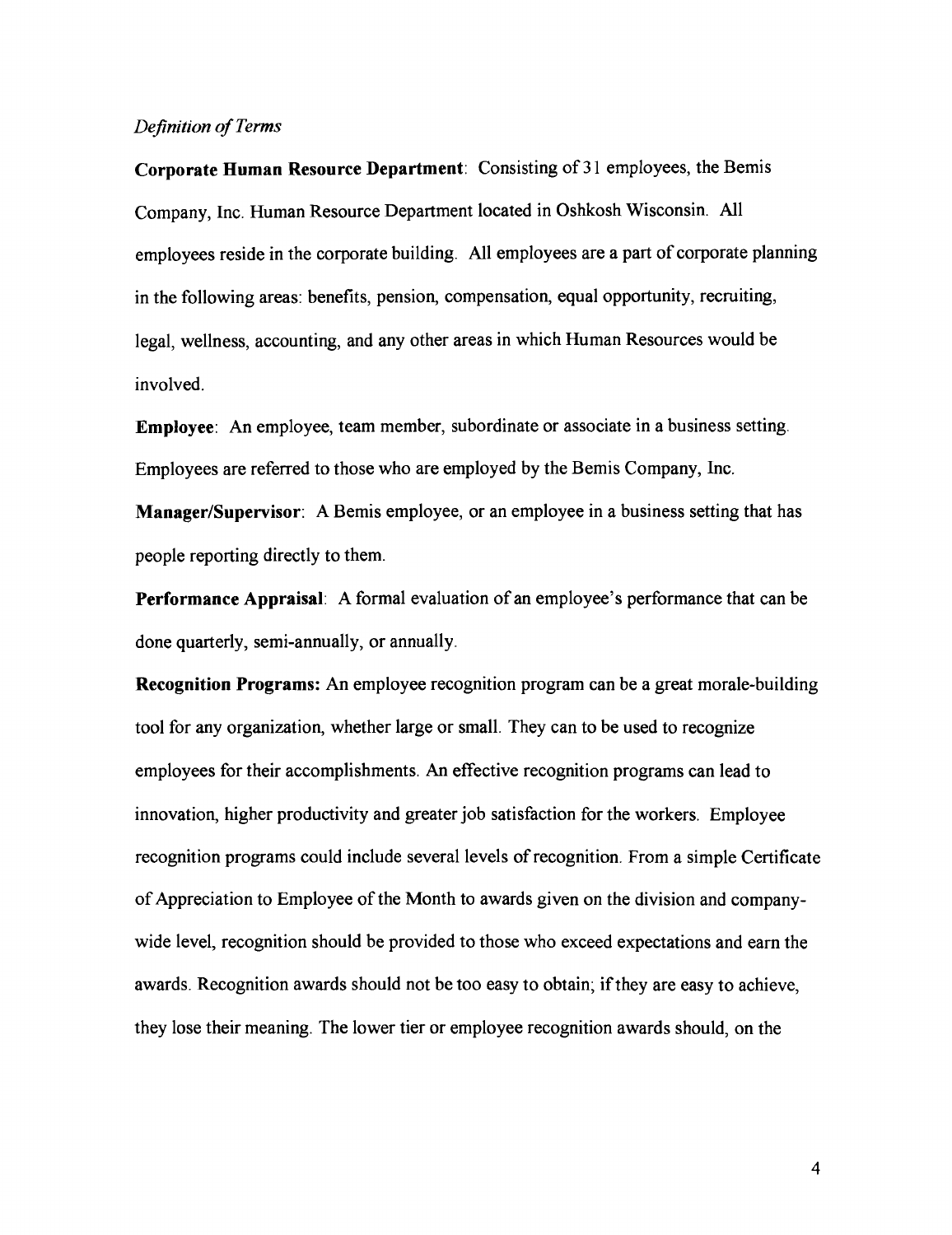*Definition of Terms*

**Corporate Human Resource Department**: Consisting of 31 employees, the Bemis Company, Inc. Human Resource Department located in Oshkosh Wisconsin. All employees reside in the corporate building. All employees are a part of corporate planning in the following areas: benefits, pension, compensation, equal opportunity, recruiting, legal, wellness, accounting, and any other areas in which Human Resources would be involved.

**Employee**: An employee, team member, subordinate or associate in a business setting. Employees are referred to those who are employed by the Bemis Company, Inc.

**Manager/Supervisor**: A Bemis employee, or an employee in a business setting that has people reporting directly to them.

**Performance Appraisal**: A formal evaluation of an employee's performance that can be done quarterly, semi-annually, or annually.

**Recognition Programs:** An employee recognition program can be a great morale-building tool for any organization, whether large or small. They can to be used to recognize employees for their accomplishments. An effective recognition programs can lead to innovation, higher productivity and greater job satisfaction for the workers. Employee recognition programs could include several levels of recognition. From a simple Certificate of Appreciation to Employee of the Month to awards given on the division and company-wide level, recognition should be provided to those who exceed expectations and earn the awards. Recognition awards should not be too easy to obtain; if they are easy to achieve, they lose their meaning. The lower tier or employee recognition awards should, on the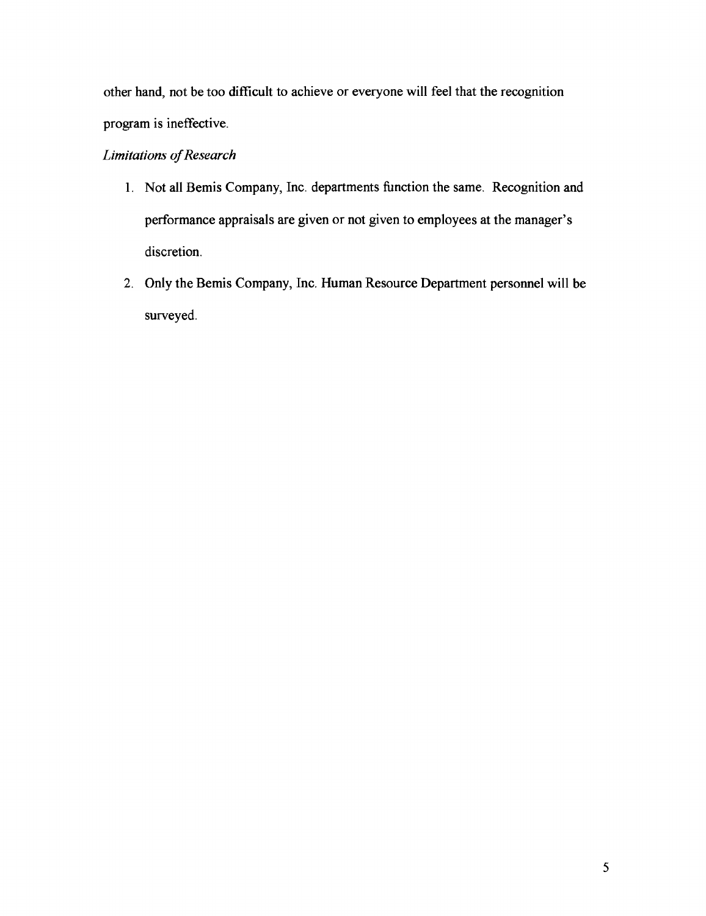other hand, not be too difficult to achieve or everyone will feel that the recognition program is ineffective.

*Limitations of Research*

1. Not all Bemis Company, Inc. departments function the same. Recognition and performance appraisals are given or not given to employees at the manager's discretion.
2. Only the Bemis Company, Inc. Human Resource Department personnel will be surveyed.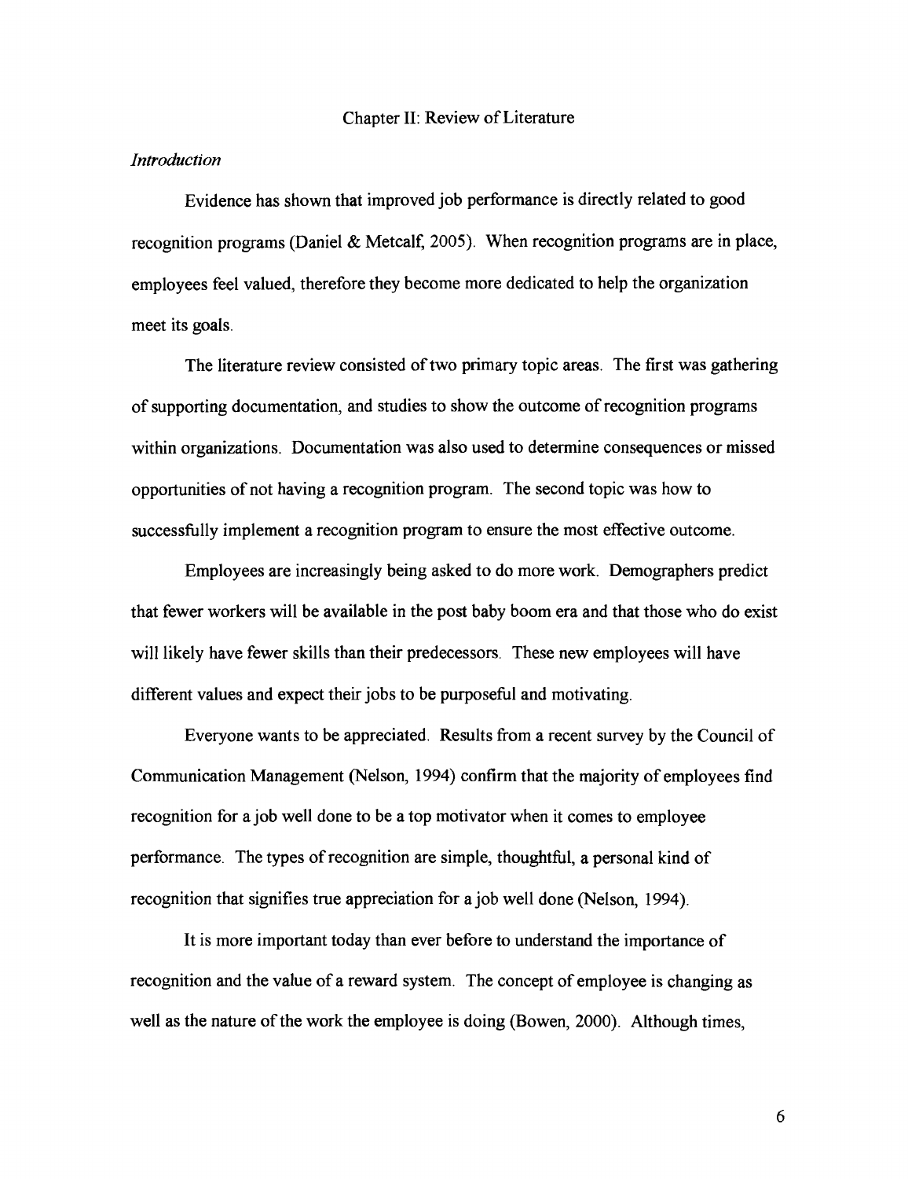# Chapter II: Review of Literature

*Introduction*

Evidence has shown that improved job performance is directly related to good recognition programs (Daniel & Metcalf, 2005). When recognition programs are in place, employees feel valued, therefore they become more dedicated to help the organization meet its goals.

The literature review consisted of two primary topic areas. The first was gathering of supporting documentation, and studies to show the outcome of recognition programs within organizations. Documentation was also used to determine consequences or missed opportunities of not having a recognition program. The second topic was how to successfully implement a recognition program to ensure the most effective outcome.

Employees are increasingly being asked to do more work. Demographers predict that fewer workers will be available in the post baby boom era and that those who do exist will likely have fewer skills than their predecessors. These new employees will have different values and expect their jobs to be purposeful and motivating.

Everyone wants to be appreciated. Results from a recent survey by the Council of Communication Management (Nelson, 1994) confirm that the majority of employees find recognition for a job well done to be a top motivator when it comes to employee performance. The types of recognition are simple, thoughtful, a personal kind of recognition that signifies true appreciation for a job well done (Nelson, 1994).

It is more important today than ever before to understand the importance of recognition and the value of a reward system. The concept of employee is changing as well as the nature of the work the employee is doing (Bowen, 2000). Although times,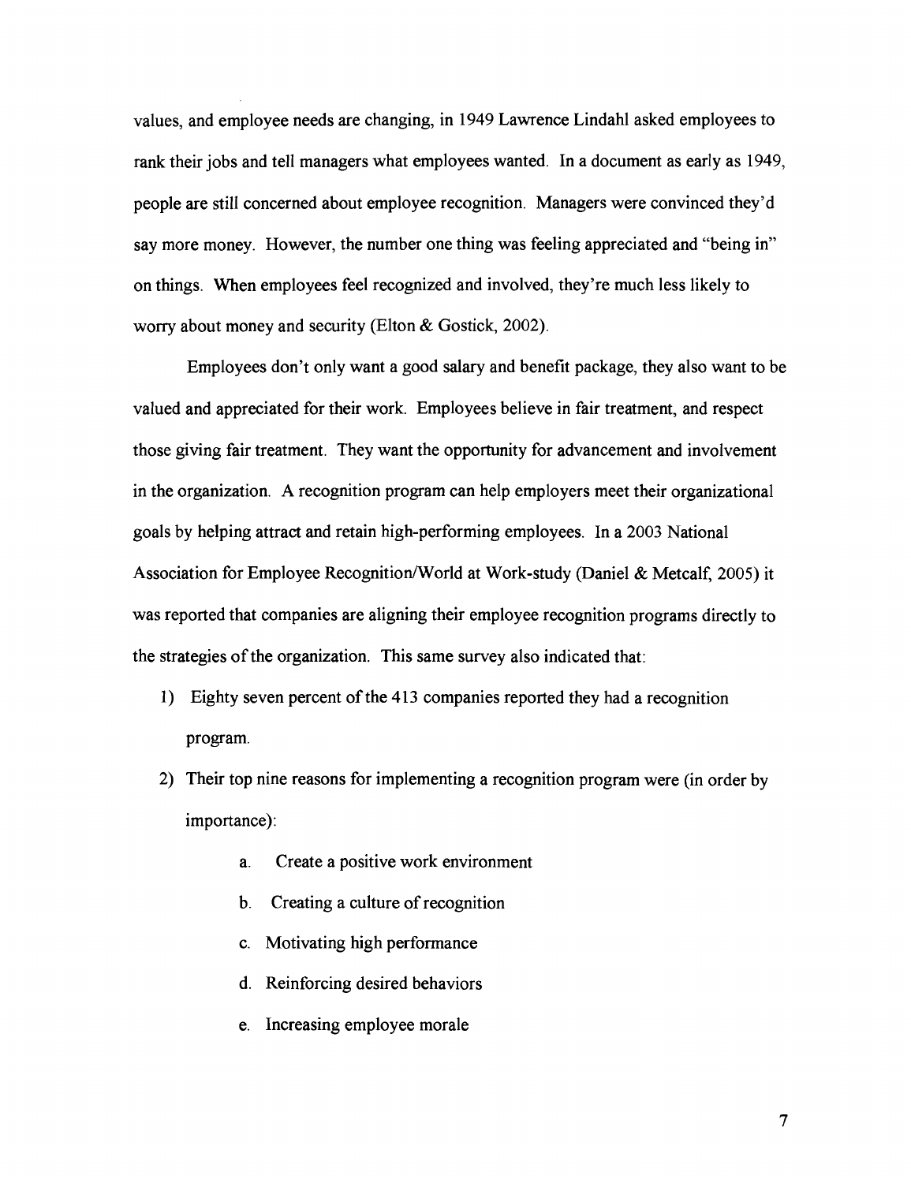values, and employee needs are changing, in 1949 Lawrence Lindahl asked employees to rank their jobs and tell managers what employees wanted. In a document as early as 1949, people are still concerned about employee recognition. Managers were convinced they'd say more money. However, the number one thing was feeling appreciated and "being in" on things. When employees feel recognized and involved, they're much less likely to worry about money and security (Elton & Gostick, 2002).

Employees don't only want a good salary and benefit package, they also want to be valued and appreciated for their work. Employees believe in fair treatment, and respect those giving fair treatment. They want the opportunity for advancement and involvement in the organization. A recognition program can help employers meet their organizational goals by helping attract and retain high-performing employees. In a 2003 National Association for Employee Recognition/World at Work-study (Daniel & Metcalf, 2005) it was reported that companies are aligning their employee recognition programs directly to the strategies of the organization. This same survey also indicated that:

1) Eighty seven percent of the 413 companies reported they had a recognition program.
2) Their top nine reasons for implementing a recognition program were (in order by importance):
    a. Create a positive work environment
    b. Creating a culture of recognition
    c. Motivating high performance
    d. Reinforcing desired behaviors
    e. Increasing employee morale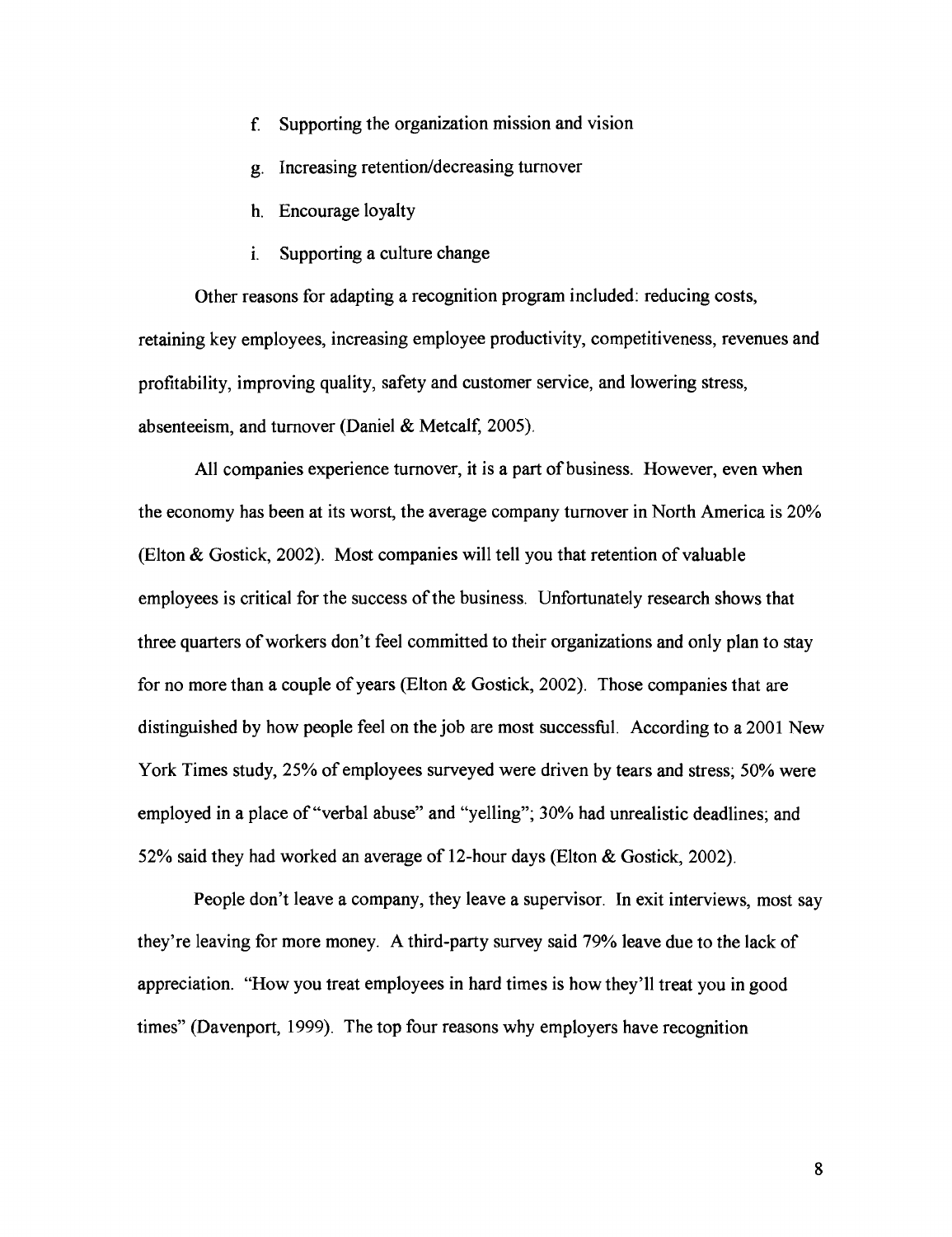f. Supporting the organization mission and vision

g. Increasing retention/decreasing turnover

h. Encourage loyalty

i. Supporting a culture change

Other reasons for adapting a recognition program included: reducing costs, retaining key employees, increasing employee productivity, competitiveness, revenues and profitability, improving quality, safety and customer service, and lowering stress, absenteeism, and turnover (Daniel & Metcalf, 2005).

All companies experience turnover, it is a part of business. However, even when the economy has been at its worst, the average company turnover in North America is 20% (Elton & Gostick, 2002). Most companies will tell you that retention of valuable employees is critical for the success of the business. Unfortunately research shows that three quarters of workers don't feel committed to their organizations and only plan to stay for no more than a couple of years (Elton & Gostick, 2002). Those companies that are distinguished by how people feel on the job are most successful. According to a 2001 New York Times study, 25% of employees surveyed were driven by tears and stress; 50% were employed in a place of "verbal abuse" and "yelling"; 30% had unrealistic deadlines; and 52% said they had worked an average of 12-hour days (Elton & Gostick, 2002).

People don't leave a company, they leave a supervisor. In exit interviews, most say they're leaving for more money. A third-party survey said 79% leave due to the lack of appreciation. "How you treat employees in hard times is how they'll treat you in good times" (Davenport, 1999). The top four reasons why employers have recognition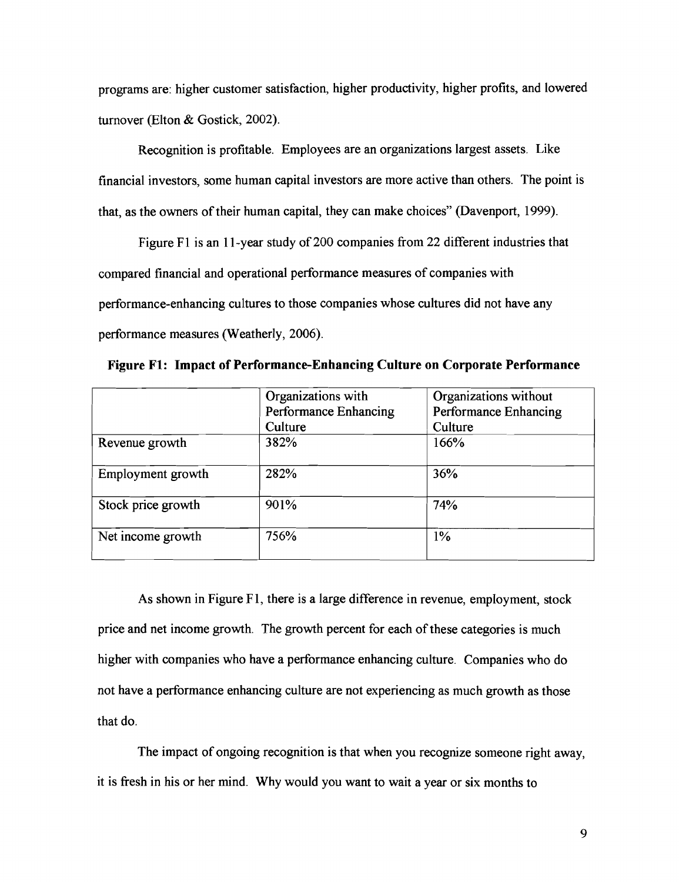programs are: higher customer satisfaction, higher productivity, higher profits, and lowered turnover (Elton & Gostick, 2002).

Recognition is profitable. Employees are an organizations largest assets. Like financial investors, some human capital investors are more active than others. The point is that, as the owners of their human capital, they can make choices" (Davenport, 1999).

Figure F1 is an 11-year study of 200 companies from 22 different industries that compared financial and operational performance measures of companies with performance-enhancing cultures to those companies whose cultures did not have any performance measures (Weatherly, 2006).

**Figure F1: Impact of Performance-Enhancing Culture on Corporate Performance**

| | Organizations with Performance Enhancing Culture | Organizations without Performance Enhancing Culture |
|---|---|---|
| Revenue growth | 382% | 166% |
| Employment growth | 282% | 36% |
| Stock price growth | 901% | 74% |
| Net income growth | 756% | 1% |

As shown in Figure F1, there is a large difference in revenue, employment, stock price and net income growth. The growth percent for each of these categories is much higher with companies who have a performance enhancing culture. Companies who do not have a performance enhancing culture are not experiencing as much growth as those that do.

The impact of ongoing recognition is that when you recognize someone right away, it is fresh in his or her mind. Why would you want to wait a year or six months to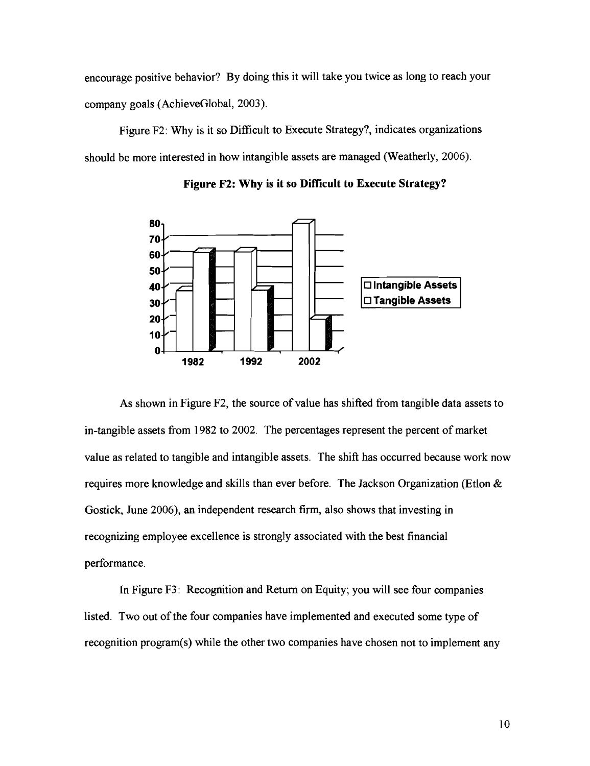encourage positive behavior? By doing this it will take you twice as long to reach your company goals (AchieveGlobal, 2003).

Figure F2: Why is it so Difficult to Execute Strategy?, indicates organizations should be more interested in how intangible assets are managed (Weatherly, 2006).

**Figure F2: Why is it so Difficult to Execute Strategy?**

As shown in Figure F2, the source of value has shifted from tangible data assets to in-tangible assets from 1982 to 2002. The percentages represent the percent of market value as related to tangible and intangible assets. The shift has occurred because work now requires more knowledge and skills than ever before. The Jackson Organization (Etlon & Gostick, June 2006), an independent research firm, also shows that investing in recognizing employee excellence is strongly associated with the best financial performance.

In Figure F3: Recognition and Return on Equity; you will see four companies listed. Two out of the four companies have implemented and executed some type of recognition program(s) while the other two companies have chosen not to implement any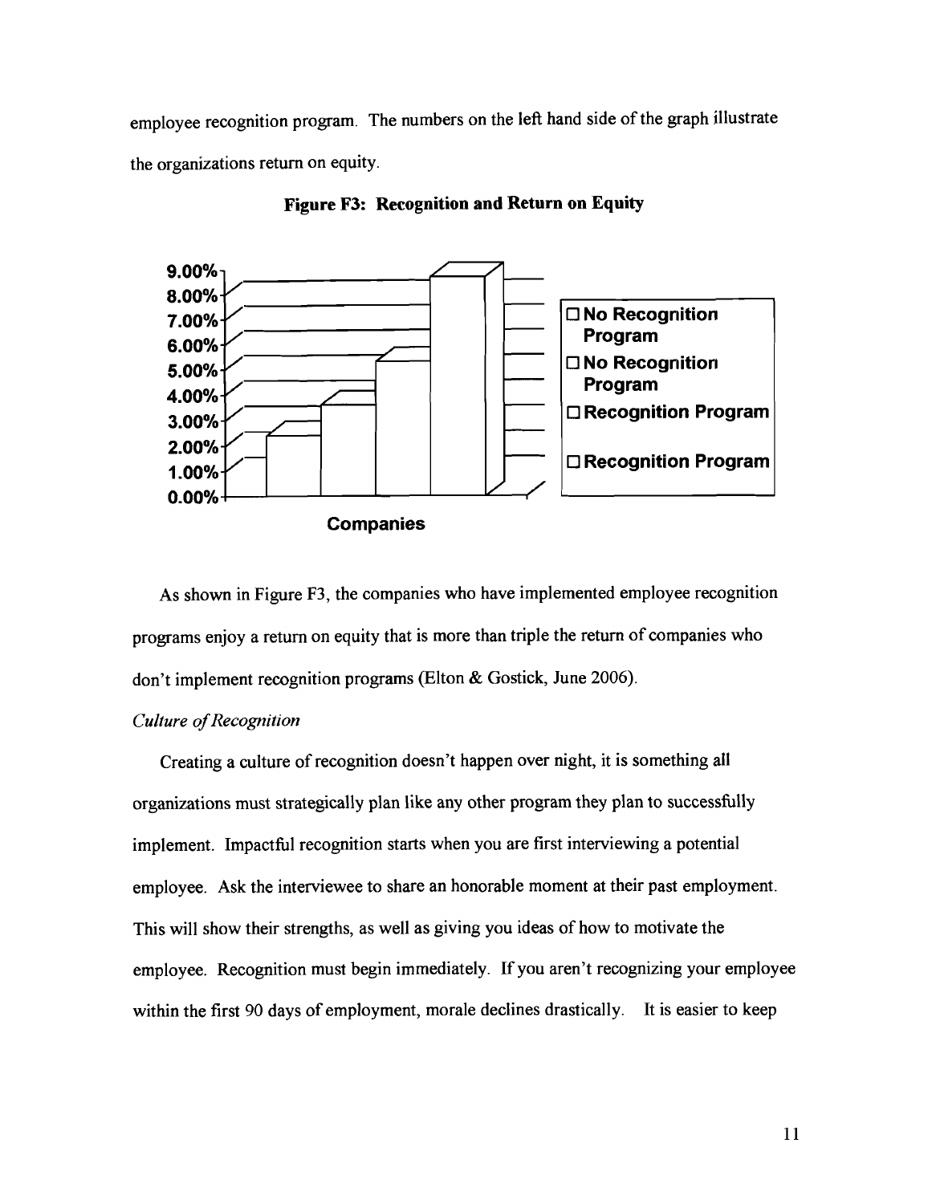employee recognition program. The numbers on the left hand side of the graph illustrate the organizations return on equity.

**Figure F3: Recognition and Return on Equity**

As shown in Figure F3, the companies who have implemented employee recognition programs enjoy a return on equity that is more than triple the return of companies who don't implement recognition programs (Elton & Gostick, June 2006).

*Culture of Recognition*

Creating a culture of recognition doesn't happen over night, it is something all organizations must strategically plan like any other program they plan to successfully implement. Impactful recognition starts when you are first interviewing a potential employee. Ask the interviewee to share an honorable moment at their past employment. This will show their strengths, as well as giving you ideas of how to motivate the employee. Recognition must begin immediately. If you aren't recognizing your employee within the first 90 days of employment, morale declines drastically. It is easier to keep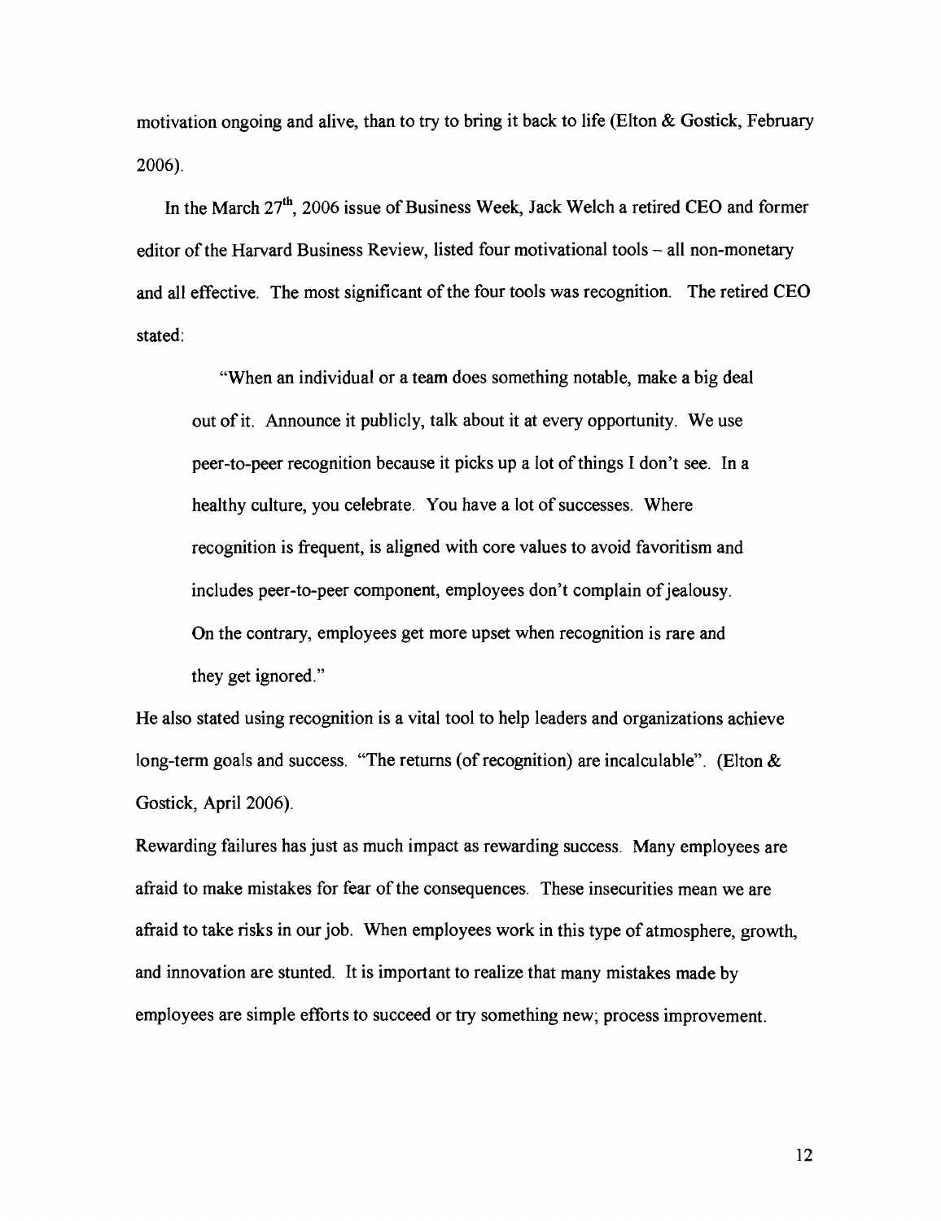motivation ongoing and alive, than to try to bring it back to life (Elton & Gostick, February 2006).

In the March 27th, 2006 issue of Business Week, Jack Welch a retired CEO and former editor of the Harvard Business Review, listed four motivational tools – all non-monetary and all effective. The most significant of the four tools was recognition. The retired CEO stated:

> "When an individual or a team does something notable, make a big deal out of it. Announce it publicly, talk about it at every opportunity. We use peer-to-peer recognition because it picks up a lot of things I don't see. In a healthy culture, you celebrate. You have a lot of successes. Where recognition is frequent, is aligned with core values to avoid favoritism and includes peer-to-peer component, employees don't complain of jealousy. On the contrary, employees get more upset when recognition is rare and they get ignored."

He also stated using recognition is a vital tool to help leaders and organizations achieve long-term goals and success. "The returns (of recognition) are incalculable". (Elton & Gostick, April 2006).

Rewarding failures has just as much impact as rewarding success. Many employees are afraid to make mistakes for fear of the consequences. These insecurities mean we are afraid to take risks in our job. When employees work in this type of atmosphere, growth, and innovation are stunted. It is important to realize that many mistakes made by employees are simple efforts to succeed or try something new; process improvement.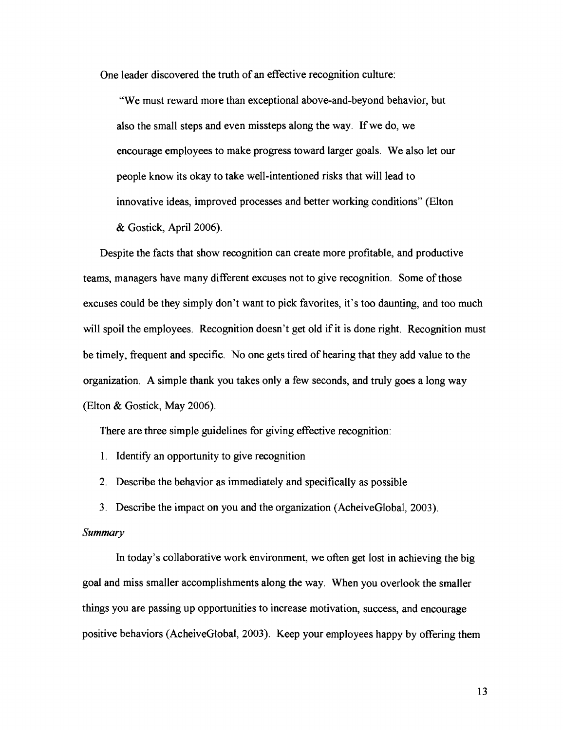One leader discovered the truth of an effective recognition culture:

> "We must reward more than exceptional above-and-beyond behavior, but also the small steps and even missteps along the way. If we do, we encourage employees to make progress toward larger goals. We also let our people know its okay to take well-intentioned risks that will lead to innovative ideas, improved processes and better working conditions" (Elton & Gostick, April 2006).

Despite the facts that show recognition can create more profitable, and productive teams, managers have many different excuses not to give recognition. Some of those excuses could be they simply don't want to pick favorites, it's too daunting, and too much will spoil the employees. Recognition doesn't get old if it is done right. Recognition must be timely, frequent and specific. No one gets tired of hearing that they add value to the organization. A simple thank you takes only a few seconds, and truly goes a long way (Elton & Gostick, May 2006).

There are three simple guidelines for giving effective recognition:

1. Identify an opportunity to give recognition
2. Describe the behavior as immediately and specifically as possible
3. Describe the impact on you and the organization (AcheiveGlobal, 2003).

*Summary*

In today's collaborative work environment, we often get lost in achieving the big goal and miss smaller accomplishments along the way. When you overlook the smaller things you are passing up opportunities to increase motivation, success, and encourage positive behaviors (AcheiveGlobal, 2003). Keep your employees happy by offering them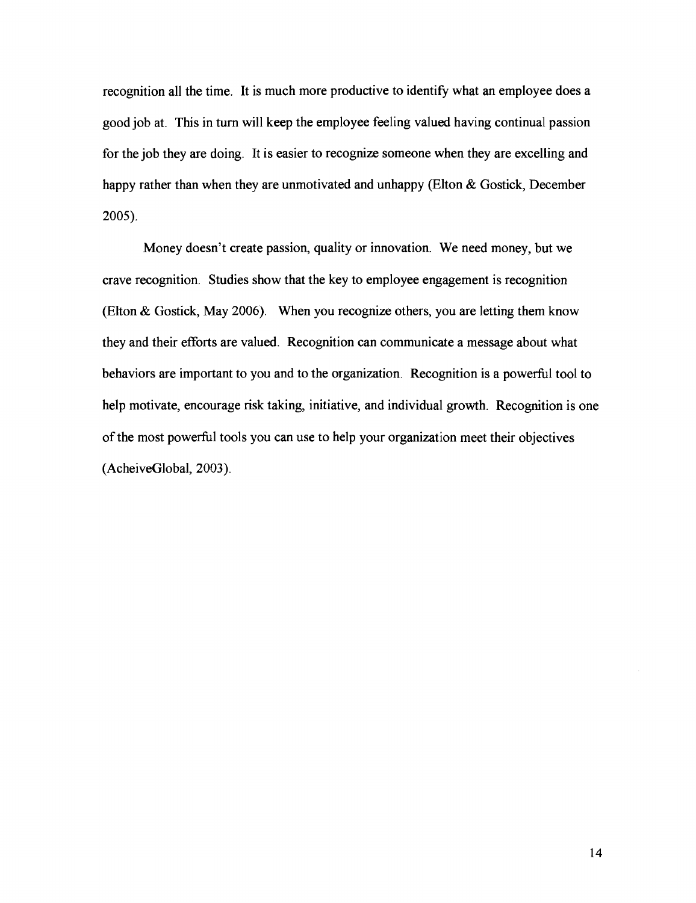recognition all the time. It is much more productive to identify what an employee does a good job at. This in turn will keep the employee feeling valued having continual passion for the job they are doing. It is easier to recognize someone when they are excelling and happy rather than when they are unmotivated and unhappy (Elton & Gostick, December 2005).

Money doesn't create passion, quality or innovation. We need money, but we crave recognition. Studies show that the key to employee engagement is recognition (Elton & Gostick, May 2006). When you recognize others, you are letting them know they and their efforts are valued. Recognition can communicate a message about what behaviors are important to you and to the organization. Recognition is a powerful tool to help motivate, encourage risk taking, initiative, and individual growth. Recognition is one of the most powerful tools you can use to help your organization meet their objectives (AcheiveGlobal, 2003).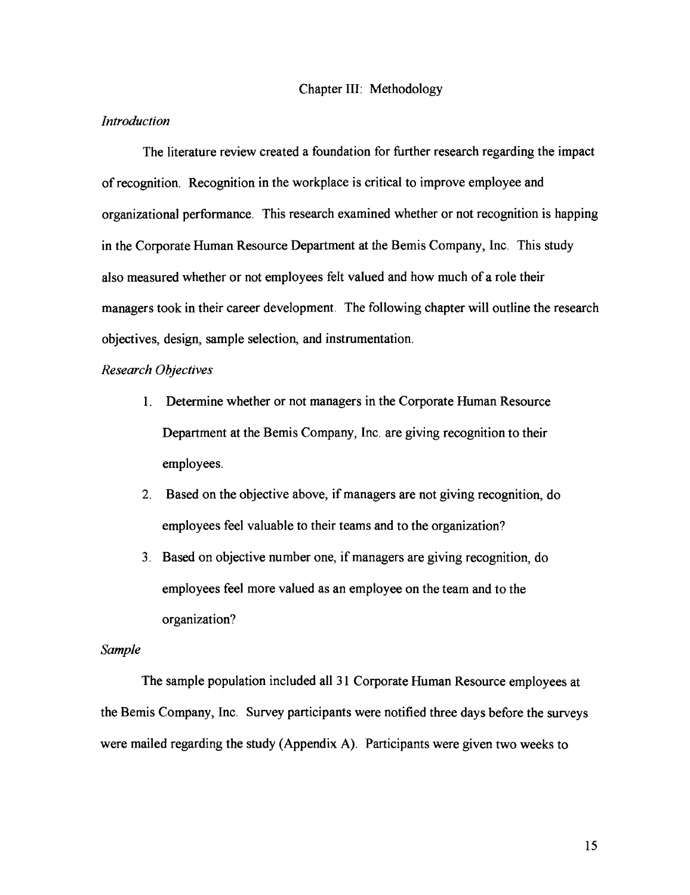# Chapter III: Methodology

*Introduction*

The literature review created a foundation for further research regarding the impact of recognition. Recognition in the workplace is critical to improve employee and organizational performance. This research examined whether or not recognition is happing in the Corporate Human Resource Department at the Bemis Company, Inc. This study also measured whether or not employees felt valued and how much of a role their managers took in their career development. The following chapter will outline the research objectives, design, sample selection, and instrumentation.

*Research Objectives*

1. Determine whether or not managers in the Corporate Human Resource Department at the Bemis Company, Inc. are giving recognition to their employees.
2. Based on the objective above, if managers are not giving recognition, do employees feel valuable to their teams and to the organization?
3. Based on objective number one, if managers are giving recognition, do employees feel more valued as an employee on the team and to the organization?

*Sample*

The sample population included all 31 Corporate Human Resource employees at the Bemis Company, Inc. Survey participants were notified three days before the surveys were mailed regarding the study (Appendix A). Participants were given two weeks to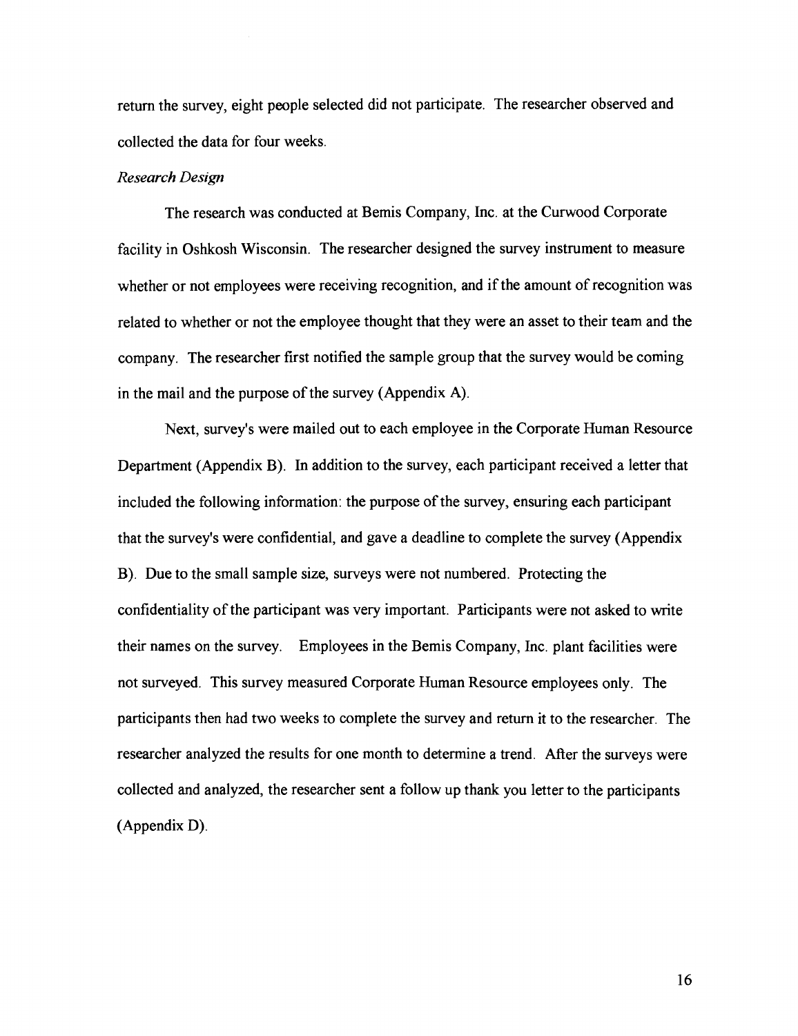return the survey, eight people selected did not participate. The researcher observed and collected the data for four weeks.

*Research Design*

The research was conducted at Bemis Company, Inc. at the Curwood Corporate facility in Oshkosh Wisconsin. The researcher designed the survey instrument to measure whether or not employees were receiving recognition, and if the amount of recognition was related to whether or not the employee thought that they were an asset to their team and the company. The researcher first notified the sample group that the survey would be coming in the mail and the purpose of the survey (Appendix A).

Next, survey's were mailed out to each employee in the Corporate Human Resource Department (Appendix B). In addition to the survey, each participant received a letter that included the following information: the purpose of the survey, ensuring each participant that the survey's were confidential, and gave a deadline to complete the survey (Appendix B). Due to the small sample size, surveys were not numbered. Protecting the confidentiality of the participant was very important. Participants were not asked to write their names on the survey. Employees in the Bemis Company, Inc. plant facilities were not surveyed. This survey measured Corporate Human Resource employees only. The participants then had two weeks to complete the survey and return it to the researcher. The researcher analyzed the results for one month to determine a trend. After the surveys were collected and analyzed, the researcher sent a follow up thank you letter to the participants (Appendix D).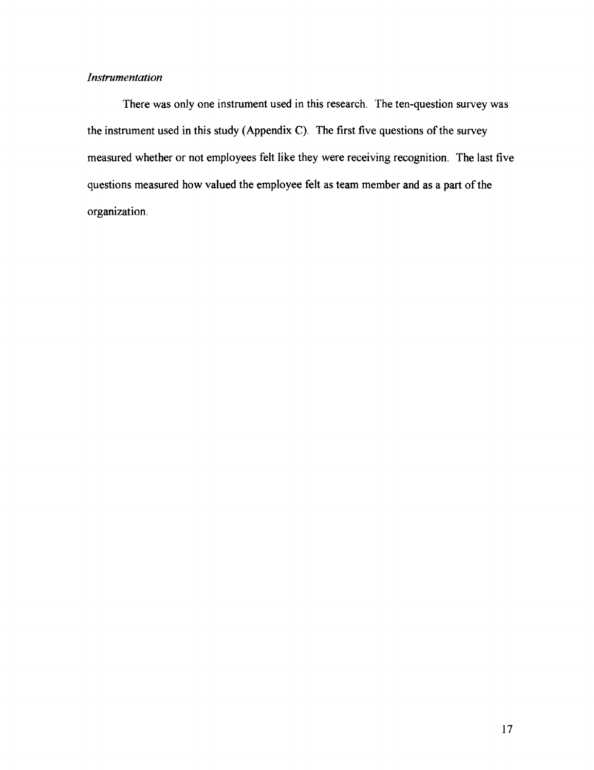*Instrumentation*

There was only one instrument used in this research. The ten-question survey was the instrument used in this study (Appendix C). The first five questions of the survey measured whether or not employees felt like they were receiving recognition. The last five questions measured how valued the employee felt as team member and as a part of the organization.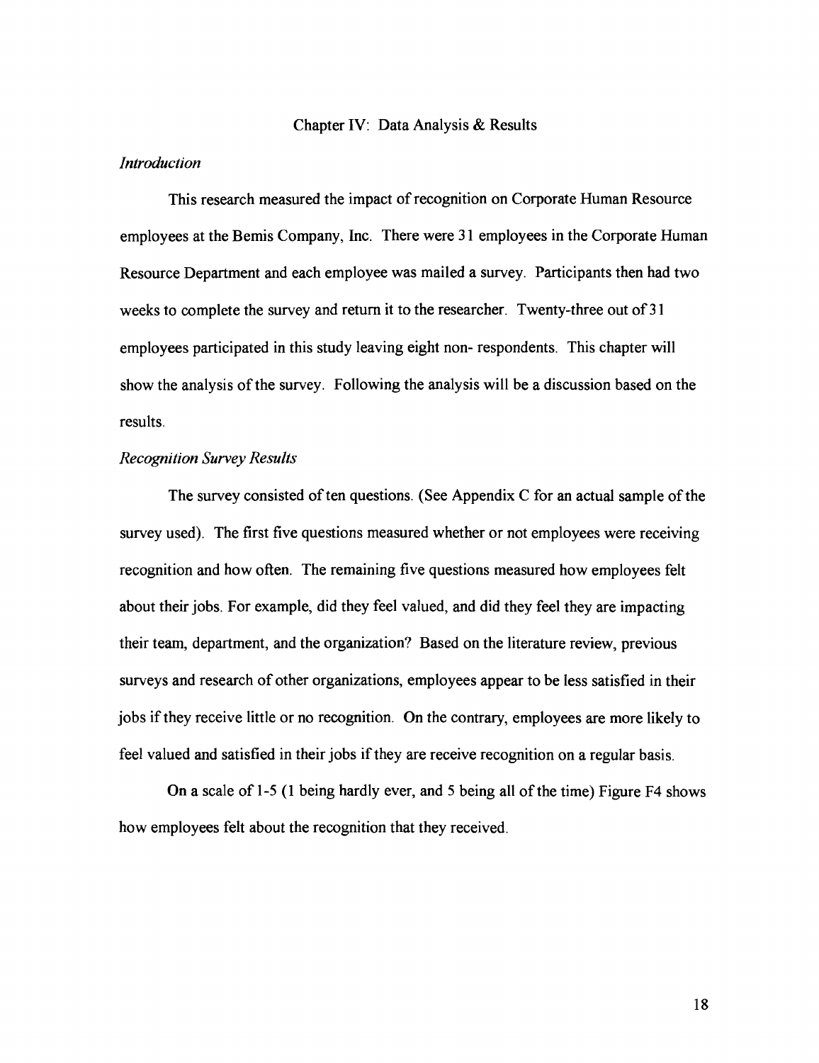# Chapter IV: Data Analysis & Results

### *Introduction*

This research measured the impact of recognition on Corporate Human Resource employees at the Bemis Company, Inc. There were 31 employees in the Corporate Human Resource Department and each employee was mailed a survey. Participants then had two weeks to complete the survey and return it to the researcher. Twenty-three out of 31 employees participated in this study leaving eight non- respondents. This chapter will show the analysis of the survey. Following the analysis will be a discussion based on the results.

### *Recognition Survey Results*

The survey consisted of ten questions. (See Appendix C for an actual sample of the survey used). The first five questions measured whether or not employees were receiving recognition and how often. The remaining five questions measured how employees felt about their jobs. For example, did they feel valued, and did they feel they are impacting their team, department, and the organization? Based on the literature review, previous surveys and research of other organizations, employees appear to be less satisfied in their jobs if they receive little or no recognition. On the contrary, employees are more likely to feel valued and satisfied in their jobs if they are receive recognition on a regular basis.

On a scale of 1-5 (1 being hardly ever, and 5 being all of the time) Figure F4 shows how employees felt about the recognition that they received.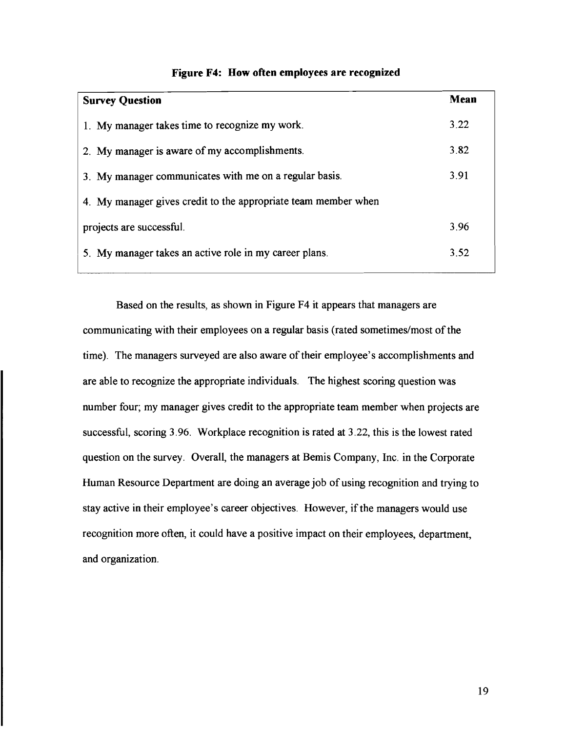**Figure F4: How often employees are recognized**

| Survey Question | Mean |
|---|---|
| 1. My manager takes time to recognize my work. | 3.22 |
| 2. My manager is aware of my accomplishments. | 3.82 |
| 3. My manager communicates with me on a regular basis. | 3.91 |
| 4. My manager gives credit to the appropriate team member when projects are successful. | 3.96 |
| 5. My manager takes an active role in my career plans. | 3.52 |

Based on the results, as shown in Figure F4 it appears that managers are communicating with their employees on a regular basis (rated sometimes/most of the time). The managers surveyed are also aware of their employee's accomplishments and are able to recognize the appropriate individuals. The highest scoring question was number four; my manager gives credit to the appropriate team member when projects are successful, scoring 3.96. Workplace recognition is rated at 3.22, this is the lowest rated question on the survey. Overall, the managers at Bemis Company, Inc. in the Corporate Human Resource Department are doing an average job of using recognition and trying to stay active in their employee's career objectives. However, if the managers would use recognition more often, it could have a positive impact on their employees, department, and organization.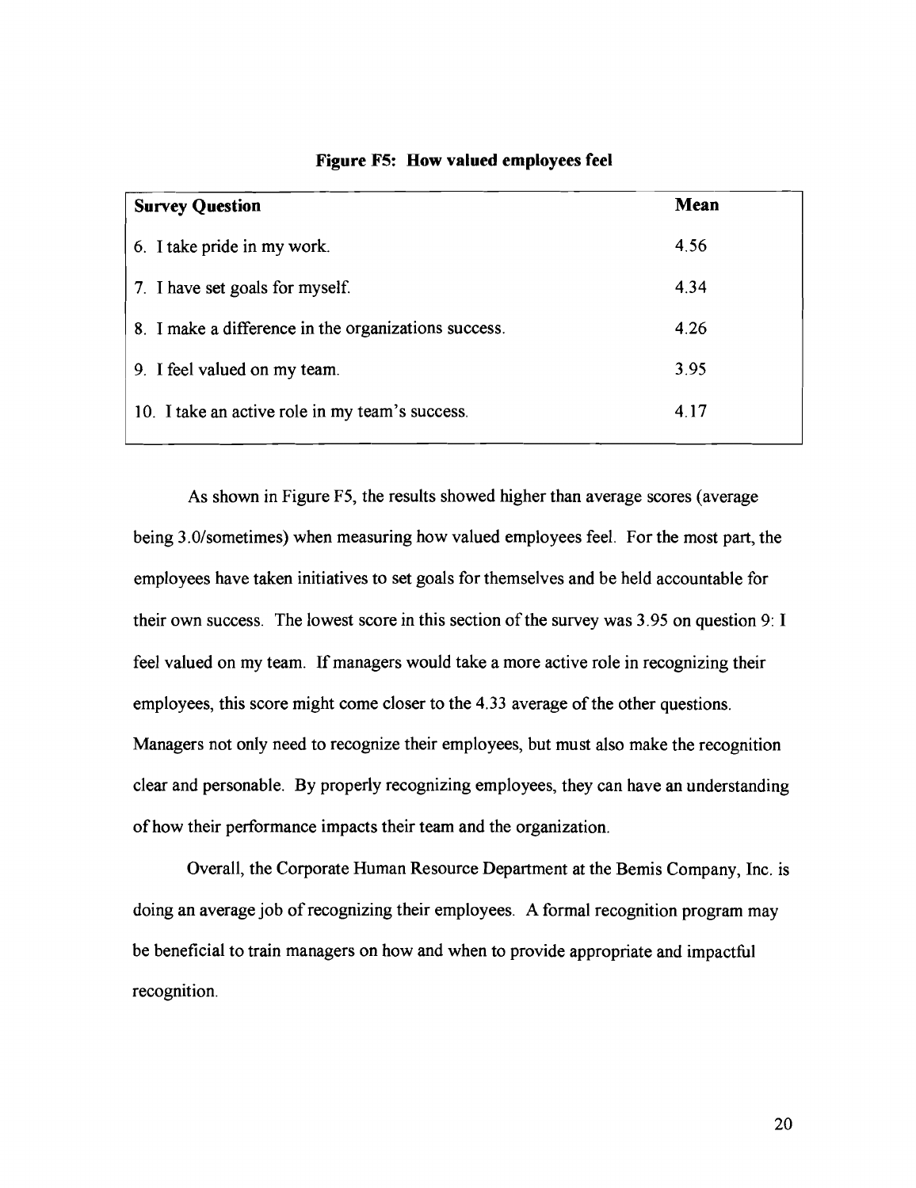**Figure F5: How valued employees feel**

| Survey Question | Mean |
|---|---|
| 6. I take pride in my work. | 4.56 |
| 7. I have set goals for myself. | 4.34 |
| 8. I make a difference in the organizations success. | 4.26 |
| 9. I feel valued on my team. | 3.95 |
| 10. I take an active role in my team's success. | 4.17 |

As shown in Figure F5, the results showed higher than average scores (average being 3.0/sometimes) when measuring how valued employees feel. For the most part, the employees have taken initiatives to set goals for themselves and be held accountable for their own success. The lowest score in this section of the survey was 3.95 on question 9: I feel valued on my team. If managers would take a more active role in recognizing their employees, this score might come closer to the 4.33 average of the other questions. Managers not only need to recognize their employees, but must also make the recognition clear and personable. By properly recognizing employees, they can have an understanding of how their performance impacts their team and the organization.

Overall, the Corporate Human Resource Department at the Bemis Company, Inc. is doing an average job of recognizing their employees. A formal recognition program may be beneficial to train managers on how and when to provide appropriate and impactful recognition.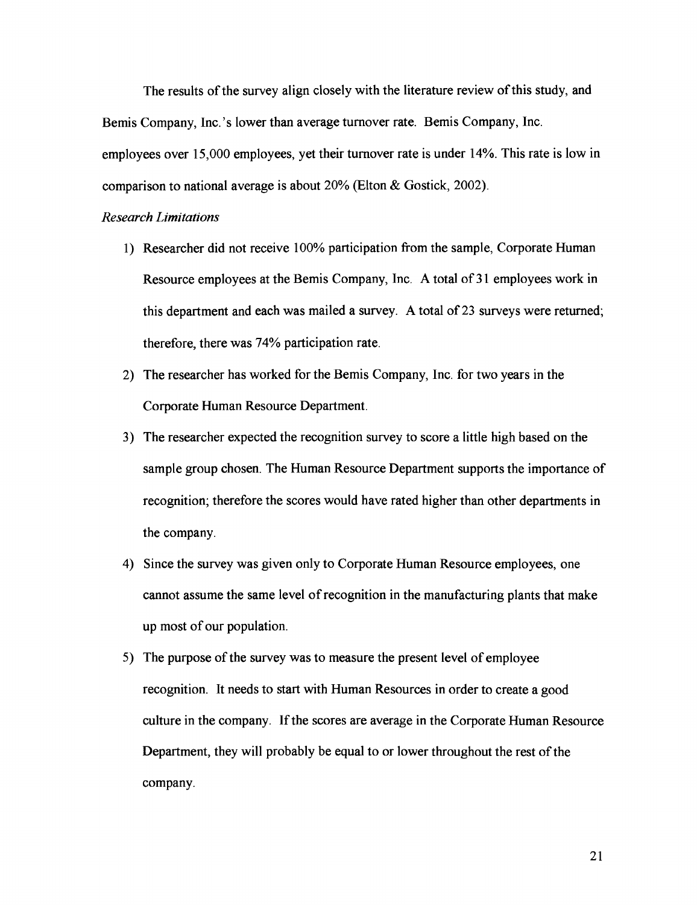The results of the survey align closely with the literature review of this study, and Bemis Company, Inc.'s lower than average turnover rate. Bemis Company, Inc. employees over 15,000 employees, yet their turnover rate is under 14%. This rate is low in comparison to national average is about 20% (Elton & Gostick, 2002).

*Research Limitations*

1) Researcher did not receive 100% participation from the sample, Corporate Human Resource employees at the Bemis Company, Inc. A total of 31 employees work in this department and each was mailed a survey. A total of 23 surveys were returned; therefore, there was 74% participation rate.
2) The researcher has worked for the Bemis Company, Inc. for two years in the Corporate Human Resource Department.
3) The researcher expected the recognition survey to score a little high based on the sample group chosen. The Human Resource Department supports the importance of recognition; therefore the scores would have rated higher than other departments in the company.
4) Since the survey was given only to Corporate Human Resource employees, one cannot assume the same level of recognition in the manufacturing plants that make up most of our population.
5) The purpose of the survey was to measure the present level of employee recognition. It needs to start with Human Resources in order to create a good culture in the company. If the scores are average in the Corporate Human Resource Department, they will probably be equal to or lower throughout the rest of the company.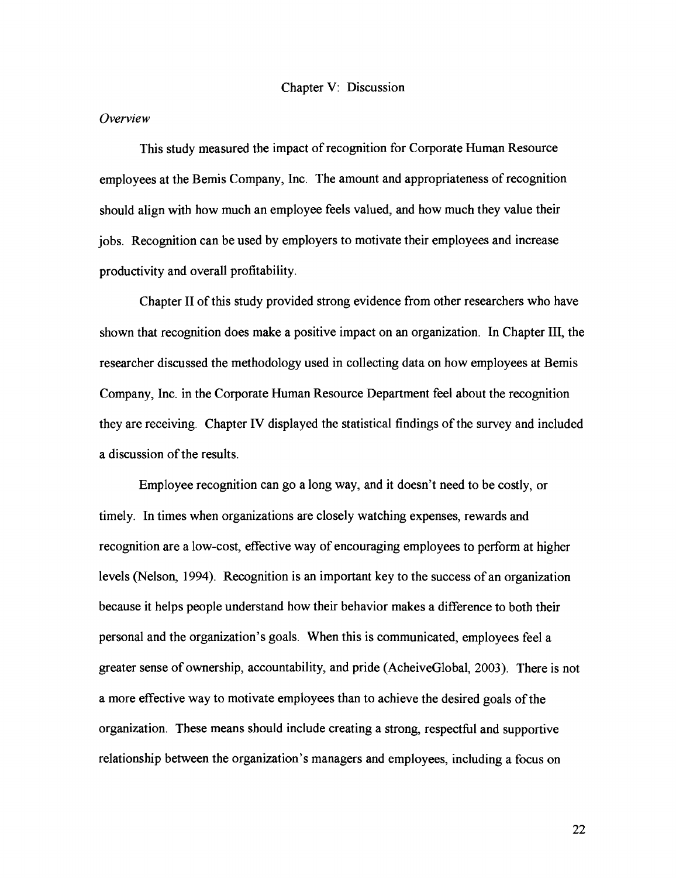# Chapter V: Discussion

*Overview*

This study measured the impact of recognition for Corporate Human Resource employees at the Bemis Company, Inc. The amount and appropriateness of recognition should align with how much an employee feels valued, and how much they value their jobs. Recognition can be used by employers to motivate their employees and increase productivity and overall profitability.

Chapter II of this study provided strong evidence from other researchers who have shown that recognition does make a positive impact on an organization. In Chapter III, the researcher discussed the methodology used in collecting data on how employees at Bemis Company, Inc. in the Corporate Human Resource Department feel about the recognition they are receiving. Chapter IV displayed the statistical findings of the survey and included a discussion of the results.

Employee recognition can go a long way, and it doesn't need to be costly, or timely. In times when organizations are closely watching expenses, rewards and recognition are a low-cost, effective way of encouraging employees to perform at higher levels (Nelson, 1994). Recognition is an important key to the success of an organization because it helps people understand how their behavior makes a difference to both their personal and the organization's goals. When this is communicated, employees feel a greater sense of ownership, accountability, and pride (AcheiveGlobal, 2003). There is not a more effective way to motivate employees than to achieve the desired goals of the organization. These means should include creating a strong, respectful and supportive relationship between the organization's managers and employees, including a focus on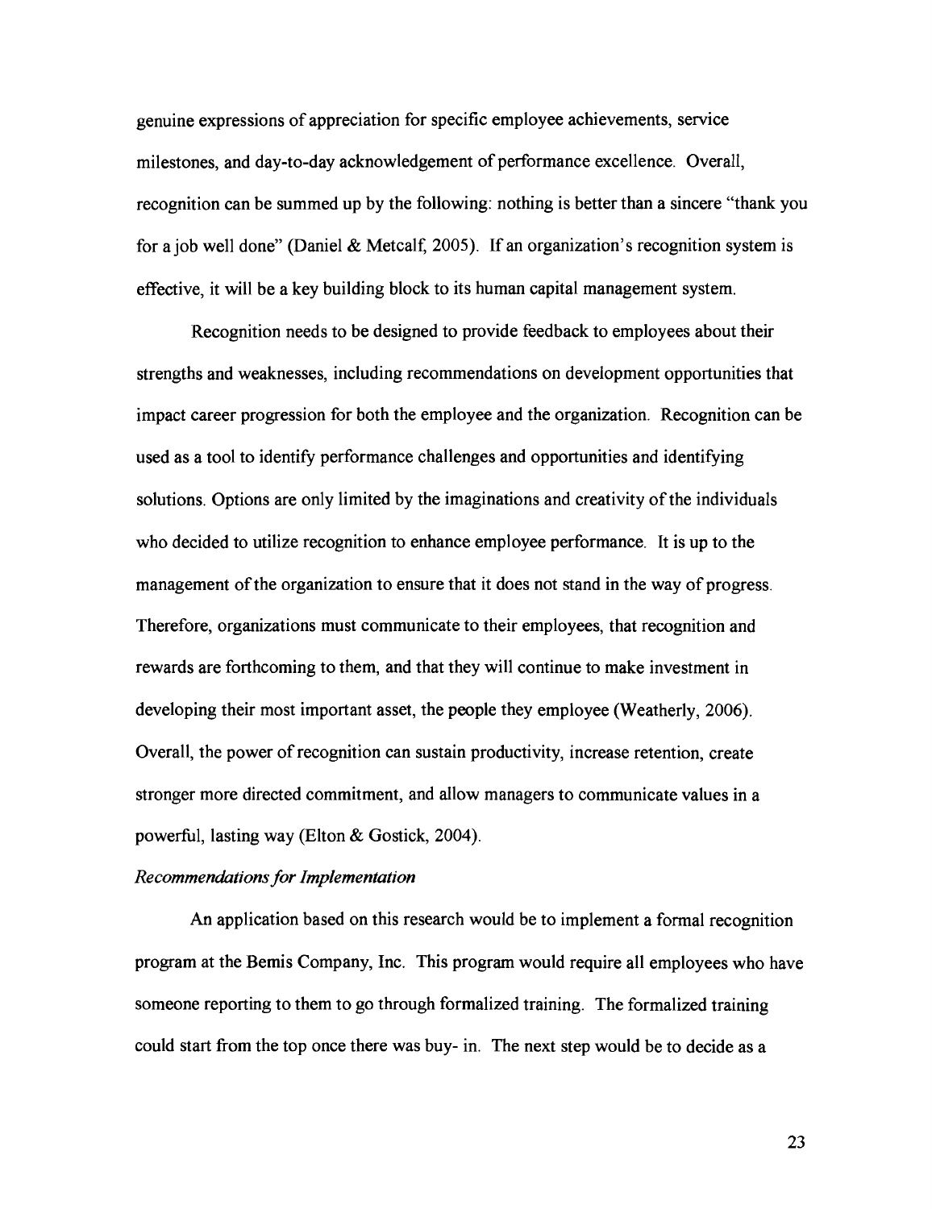genuine expressions of appreciation for specific employee achievements, service milestones, and day-to-day acknowledgement of performance excellence. Overall, recognition can be summed up by the following: nothing is better than a sincere "thank you for a job well done" (Daniel & Metcalf, 2005). If an organization's recognition system is effective, it will be a key building block to its human capital management system.

Recognition needs to be designed to provide feedback to employees about their strengths and weaknesses, including recommendations on development opportunities that impact career progression for both the employee and the organization. Recognition can be used as a tool to identify performance challenges and opportunities and identifying solutions. Options are only limited by the imaginations and creativity of the individuals who decided to utilize recognition to enhance employee performance. It is up to the management of the organization to ensure that it does not stand in the way of progress. Therefore, organizations must communicate to their employees, that recognition and rewards are forthcoming to them, and that they will continue to make investment in developing their most important asset, the people they employee (Weatherly, 2006). Overall, the power of recognition can sustain productivity, increase retention, create stronger more directed commitment, and allow managers to communicate values in a powerful, lasting way (Elton & Gostick, 2004).

*Recommendations for Implementation*

An application based on this research would be to implement a formal recognition program at the Bemis Company, Inc. This program would require all employees who have someone reporting to them to go through formalized training. The formalized training could start from the top once there was buy- in. The next step would be to decide as a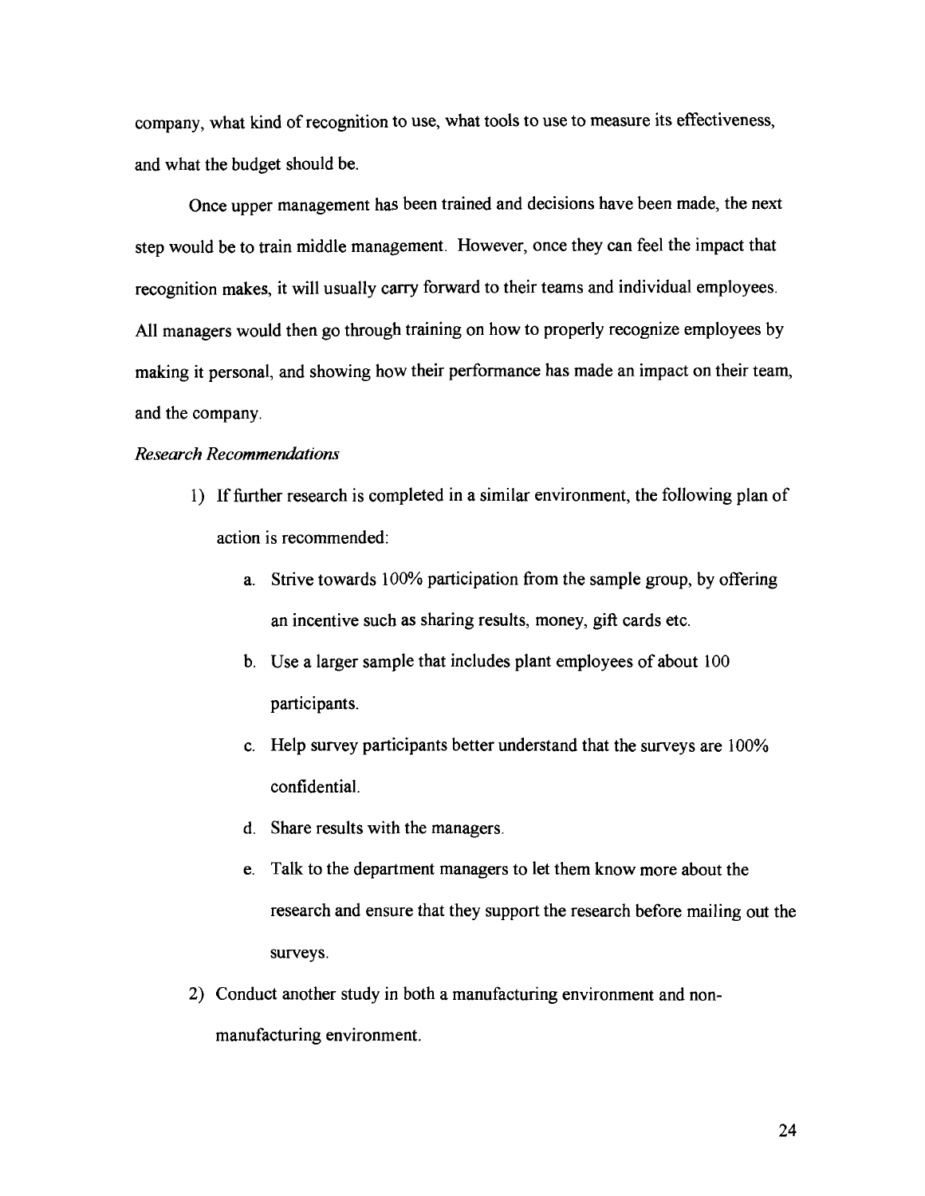company, what kind of recognition to use, what tools to use to measure its effectiveness, and what the budget should be.

Once upper management has been trained and decisions have been made, the next step would be to train middle management. However, once they can feel the impact that recognition makes, it will usually carry forward to their teams and individual employees. All managers would then go through training on how to properly recognize employees by making it personal, and showing how their performance has made an impact on their team, and the company.

*Research Recommendations*

1) If further research is completed in a similar environment, the following plan of action is recommended:
    a. Strive towards 100% participation from the sample group, by offering an incentive such as sharing results, money, gift cards etc.
    b. Use a larger sample that includes plant employees of about 100 participants.
    c. Help survey participants better understand that the surveys are 100% confidential.
    d. Share results with the managers.
    e. Talk to the department managers to let them know more about the research and ensure that they support the research before mailing out the surveys.
2) Conduct another study in both a manufacturing environment and non-manufacturing environment.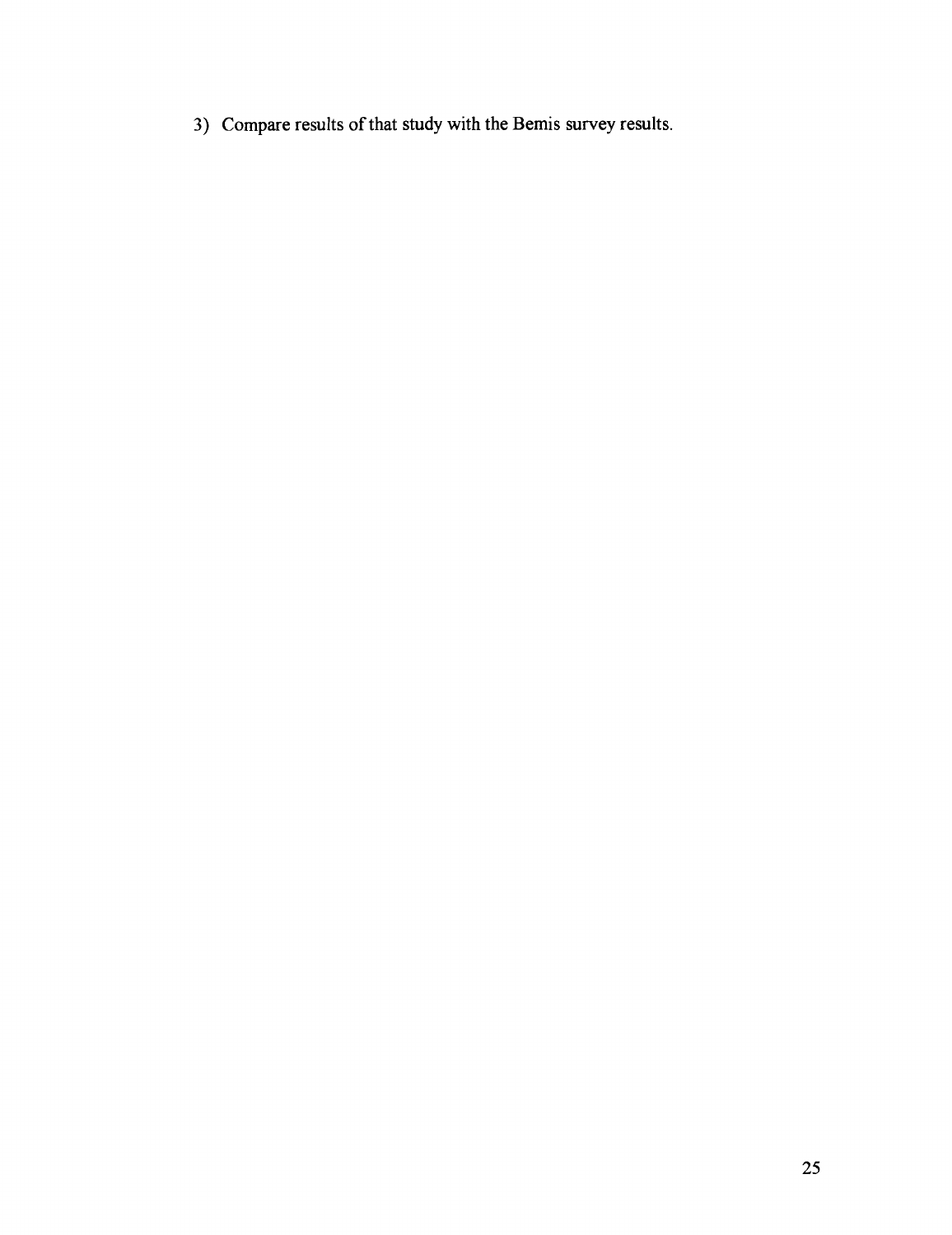3) Compare results of that study with the Bemis survey results.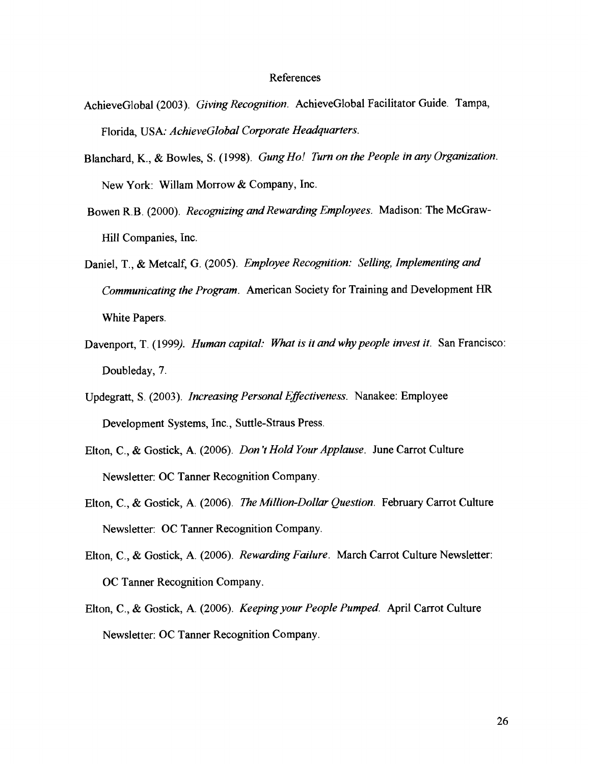# References

AchieveGlobal (2003). *Giving Recognition*. AchieveGlobal Facilitator Guide. Tampa, Florida, USA*: AchieveGlobal Corporate Headquarters*.

Blanchard, K., & Bowles, S. (1998). *Gung Ho! Turn on the People in any Organization*. New York: Willam Morrow & Company, Inc.

Bowen R.B. (2000). *Recognizing and Rewarding Employees*. Madison: The McGraw-Hill Companies, Inc.

Daniel, T., & Metcalf, G. (2005). *Employee Recognition: Selling, Implementing and Communicating the Program*. American Society for Training and Development HR White Papers.

Davenport, T. (1999*). Human capital: What is it and why people invest it*. San Francisco: Doubleday, 7.

Updegratt, S. (2003). *Increasing Personal Effectiveness*. Nanakee: Employee Development Systems, Inc., Suttle-Straus Press.

Elton, C., & Gostick, A. (2006). *Don't Hold Your Applause*. June Carrot Culture Newsletter: OC Tanner Recognition Company.

Elton, C., & Gostick, A. (2006). *The Million-Dollar Question*. February Carrot Culture Newsletter: OC Tanner Recognition Company.

Elton, C., & Gostick, A. (2006). *Rewarding Failure*. March Carrot Culture Newsletter: OC Tanner Recognition Company.

Elton, C., & Gostick, A. (2006). *Keeping your People Pumped*. April Carrot Culture Newsletter: OC Tanner Recognition Company.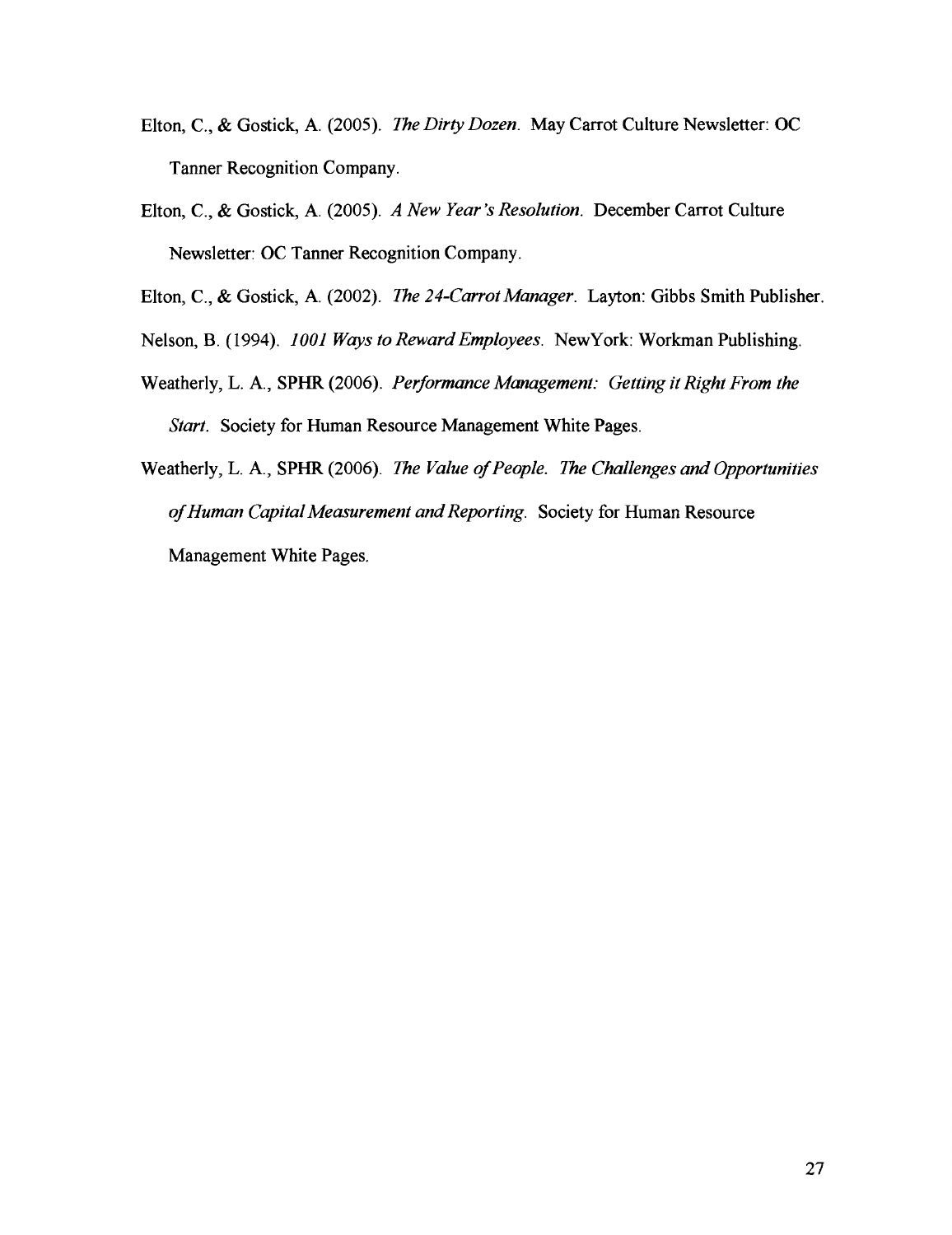Elton, C., & Gostick, A. (2005). *The Dirty Dozen.* May Carrot Culture Newsletter: OC Tanner Recognition Company.

Elton, C., & Gostick, A. (2005). *A New Year's Resolution.* December Carrot Culture Newsletter: OC Tanner Recognition Company.

Elton, C., & Gostick, A. (2002). *The 24-Carrot Manager.* Layton: Gibbs Smith Publisher.

Nelson, B. (1994). *1001 Ways to Reward Employees.* NewYork: Workman Publishing.

Weatherly, L. A., SPHR (2006). *Performance Management: Getting it Right From the Start.* Society for Human Resource Management White Pages.

Weatherly, L. A., SPHR (2006). *The Value of People. The Challenges and Opportunities of Human Capital Measurement and Reporting.* Society for Human Resource Management White Pages.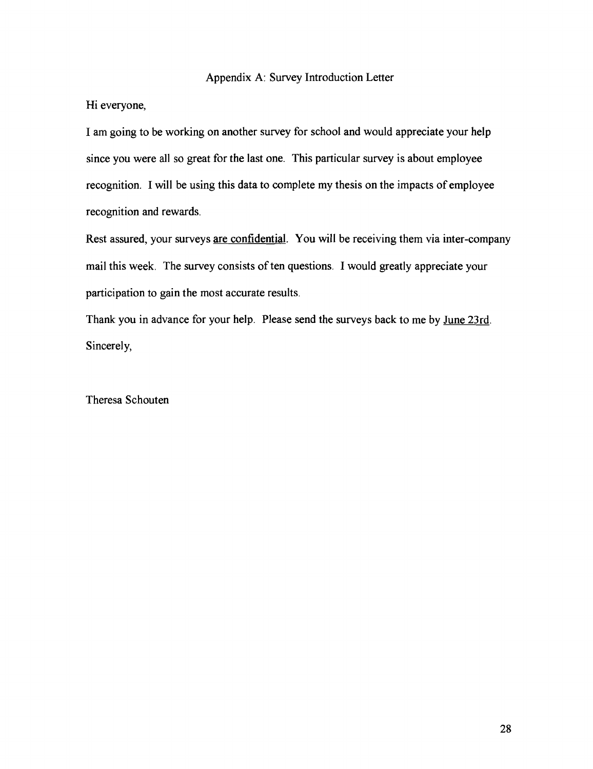# Appendix A: Survey Introduction Letter

Hi everyone,

I am going to be working on another survey for school and would appreciate your help since you were all so great for the last one. This particular survey is about employee recognition. I will be using this data to complete my thesis on the impacts of employee recognition and rewards.

Rest assured, your surveys <u>are confidential</u>. You will be receiving them via inter-company mail this week. The survey consists of ten questions. I would greatly appreciate your participation to gain the most accurate results.

Thank you in advance for your help. Please send the surveys back to me by <u>June 23rd</u>.

Sincerely,

Theresa Schouten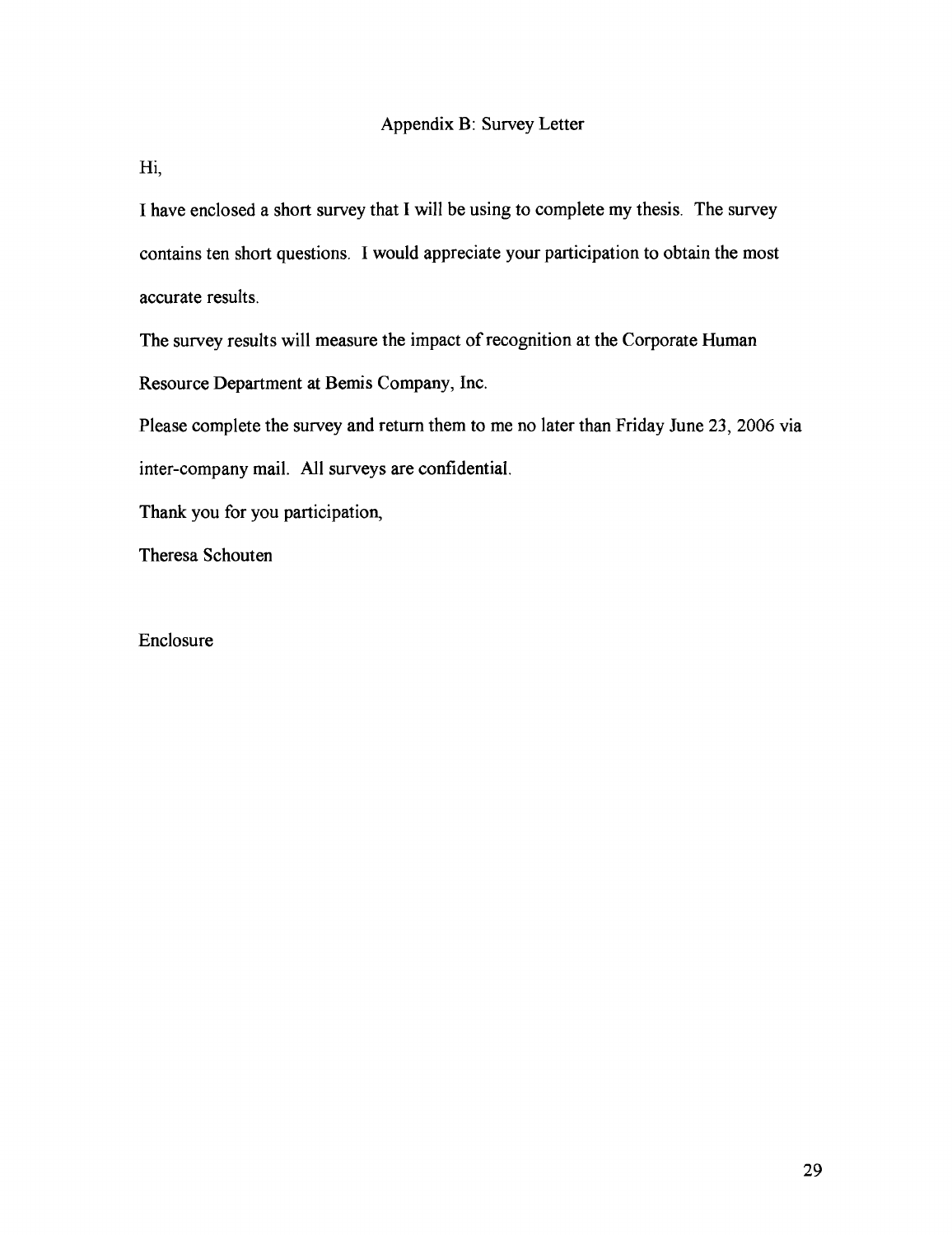## Appendix B: Survey Letter

Hi,

I have enclosed a short survey that I will be using to complete my thesis. The survey contains ten short questions. I would appreciate your participation to obtain the most accurate results.

The survey results will measure the impact of recognition at the Corporate Human Resource Department at Bemis Company, Inc.

Please complete the survey and return them to me no later than Friday June 23, 2006 via inter-company mail. All surveys are confidential.

Thank you for you participation,

Theresa Schouten

Enclosure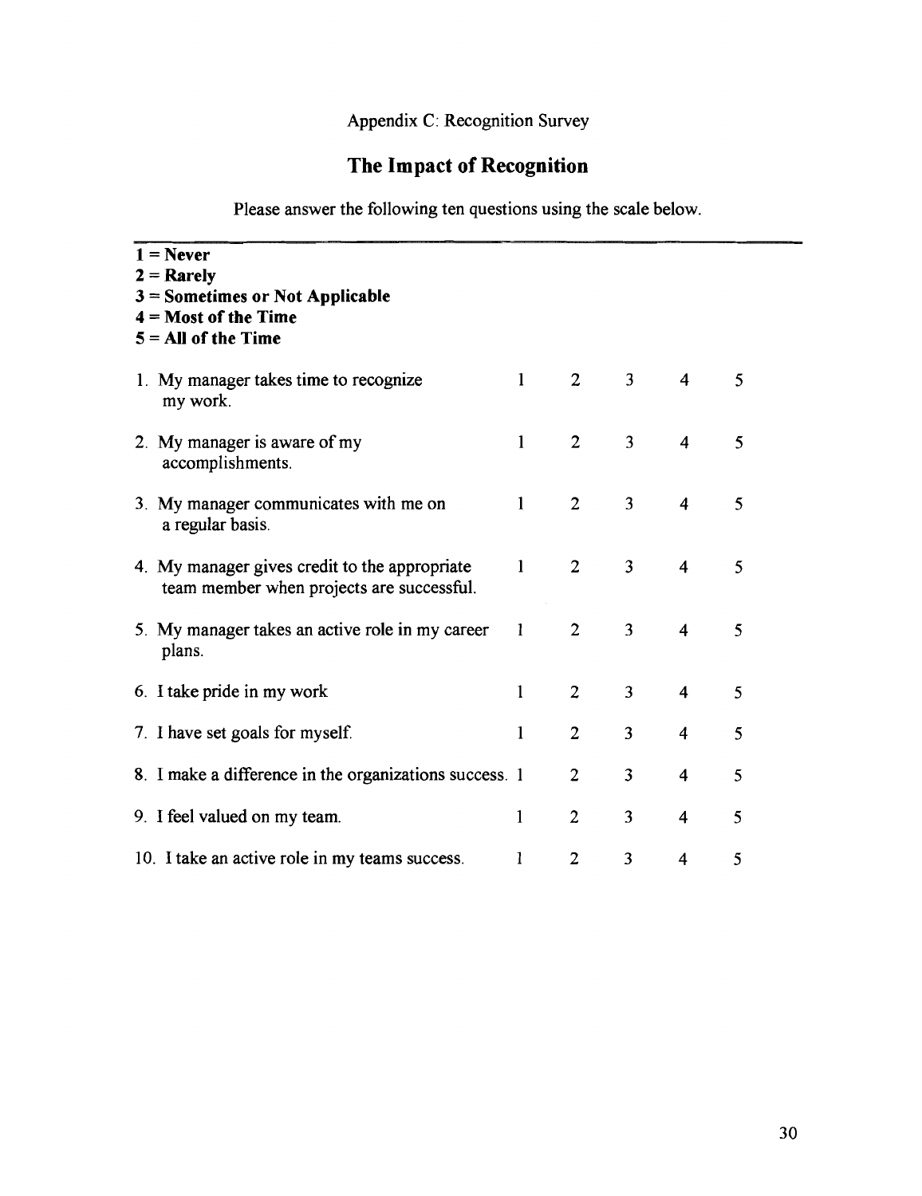Appendix C: Recognition Survey

# The Impact of Recognition

Please answer the following ten questions using the scale below.

**1 = Never**
**2 = Rarely**
**3 = Sometimes or Not Applicable**
**4 = Most of the Time**
**5 = All of the Time**

| | | | | | |
|---|---|---|---|---|---|
| 1. My manager takes time to recognize my work. | 1 | 2 | 3 | 4 | 5 |
| 2. My manager is aware of my accomplishments. | 1 | 2 | 3 | 4 | 5 |
| 3. My manager communicates with me on a regular basis. | 1 | 2 | 3 | 4 | 5 |
| 4. My manager gives credit to the appropriate team member when projects are successful. | 1 | 2 | 3 | 4 | 5 |
| 5. My manager takes an active role in my career plans. | 1 | 2 | 3 | 4 | 5 |
| 6. I take pride in my work | 1 | 2 | 3 | 4 | 5 |
| 7. I have set goals for myself. | 1 | 2 | 3 | 4 | 5 |
| 8. I make a difference in the organizations success. | 1 | 2 | 3 | 4 | 5 |
| 9. I feel valued on my team. | 1 | 2 | 3 | 4 | 5 |
| 10. I take an active role in my teams success. | 1 | 2 | 3 | 4 | 5 |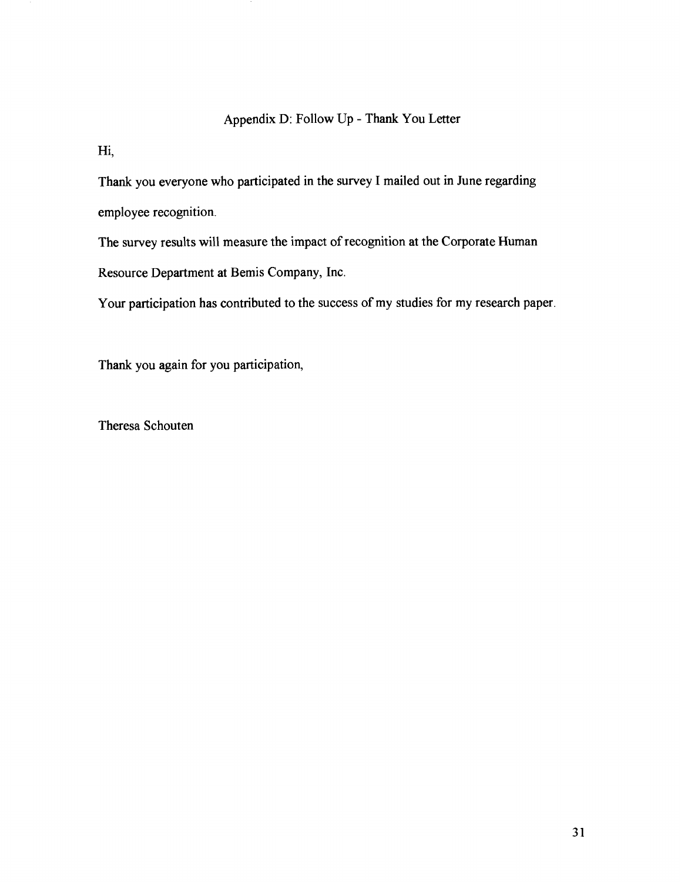## Appendix D: Follow Up - Thank You Letter

Hi,

Thank you everyone who participated in the survey I mailed out in June regarding employee recognition.

The survey results will measure the impact of recognition at the Corporate Human Resource Department at Bemis Company, Inc.

Your participation has contributed to the success of my studies for my research paper.

Thank you again for you participation,

Theresa Schouten